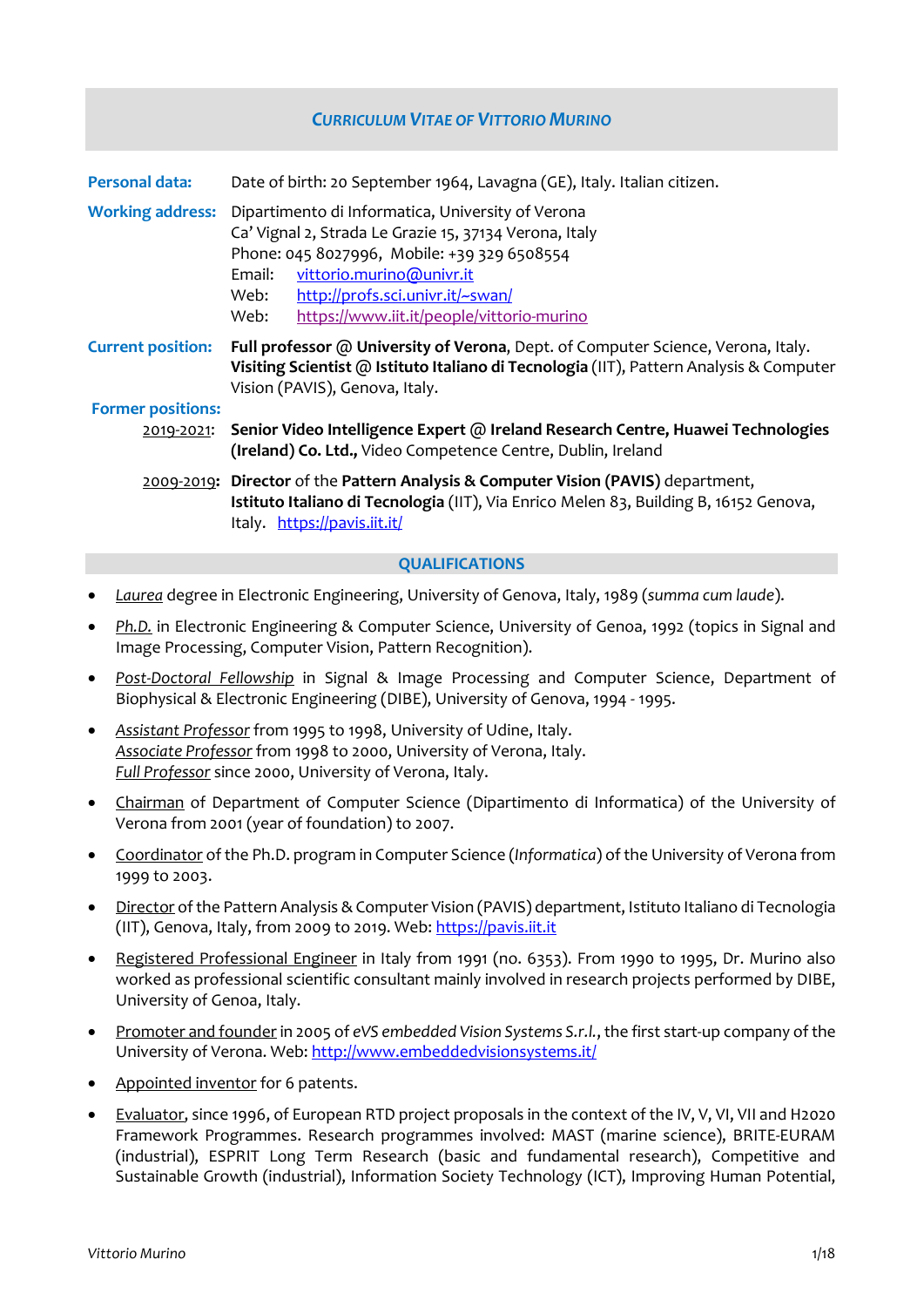# CURRICULUM VITAE OF VITTORIO MURINO

**Personal data:** Date of birth: 20 September 1964, Lavagna (GE), Italy. Italian citizen.

**Working address:** Dipartimento di Informatica, University of Verona
Ca' Vignal 2, Strada Le Grazie 15, 37134 Verona, Italy
Phone: 045 8027996, Mobile: +39 329 6508554
Email: vittorio.murino@univr.it
Web: http://profs.sci.univr.it/~swan/
Web: https://www.iit.it/people/vittorio-murino

**Current position:** **Full professor @ University of Verona**, Dept. of Computer Science, Verona, Italy.
**Visiting Scientist @ Istituto Italiano di Tecnologia** (IIT), Pattern Analysis & Computer Vision (PAVIS), Genova, Italy.

**Former positions:**

2019-2021: **Senior Video Intelligence Expert @ Ireland Research Centre, Huawei Technologies (Ireland) Co. Ltd.,** Video Competence Centre, Dublin, Ireland

2009-2019: **Director** of the **Pattern Analysis & Computer Vision (PAVIS)** department, **Istituto Italiano di Tecnologia** (IIT), Via Enrico Melen 83, Building B, 16152 Genova, Italy. https://pavis.iit.it/

## QUALIFICATIONS

- *Laurea* degree in Electronic Engineering, University of Genova, Italy, 1989 (*summa cum laude*).
- Ph.D. in Electronic Engineering & Computer Science, University of Genoa, 1992 (topics in Signal and Image Processing, Computer Vision, Pattern Recognition).
- Post-Doctoral Fellowship in Signal & Image Processing and Computer Science, Department of Biophysical & Electronic Engineering (DIBE), University of Genova, 1994 - 1995.
- Assistant Professor from 1995 to 1998, University of Udine, Italy.
  Associate Professor from 1998 to 2000, University of Verona, Italy.
  Full Professor since 2000, University of Verona, Italy.
- Chairman of Department of Computer Science (Dipartimento di Informatica) of the University of Verona from 2001 (year of foundation) to 2007.
- Coordinator of the Ph.D. program in Computer Science (*Informatica*) of the University of Verona from 1999 to 2003.
- Director of the Pattern Analysis & Computer Vision (PAVIS) department, Istituto Italiano di Tecnologia (IIT), Genova, Italy, from 2009 to 2019. Web: https://pavis.iit.it
- Registered Professional Engineer in Italy from 1991 (no. 6353). From 1990 to 1995, Dr. Murino also worked as professional scientific consultant mainly involved in research projects performed by DIBE, University of Genoa, Italy.
- Promoter and founder in 2005 of *eVS embedded Vision Systems S.r.l.*, the first start-up company of the University of Verona. Web: http://www.embeddedvisionsystems.it/
- Appointed inventor for 6 patents.
- Evaluator, since 1996, of European RTD project proposals in the context of the IV, V, VI, VII and H2020 Framework Programmes. Research programmes involved: MAST (marine science), BRITE-EURAM (industrial), ESPRIT Long Term Research (basic and fundamental research), Competitive and Sustainable Growth (industrial), Information Society Technology (ICT), Improving Human Potential,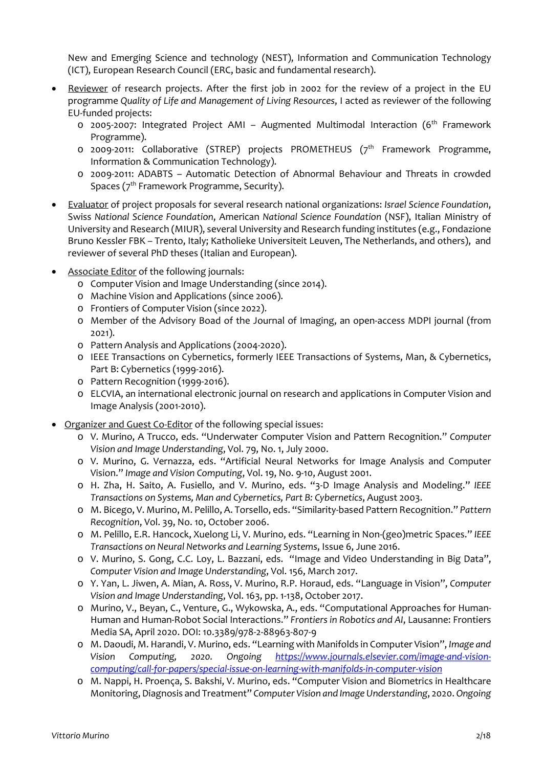New and Emerging Science and technology (NEST), Information and Communication Technology (ICT), European Research Council (ERC, basic and fundamental research).

- Reviewer of research projects. After the first job in 2002 for the review of a project in the EU programme *Quality of Life and Management of Living Resources*, I acted as reviewer of the following EU-funded projects:
  - 2005-2007: Integrated Project AMI – Augmented Multimodal Interaction (6th Framework Programme).
  - 2009-2011: Collaborative (STREP) projects PROMETHEUS (7th Framework Programme, Information & Communication Technology).
  - 2009-2011: ADABTS – Automatic Detection of Abnormal Behaviour and Threats in crowded Spaces (7th Framework Programme, Security).

- Evaluator of project proposals for several research national organizations: *Israel Science Foundation*, Swiss *National Science Foundation*, American *National Science Foundation* (NSF), Italian Ministry of University and Research (MIUR), several University and Research funding institutes (e.g., Fondazione Bruno Kessler FBK – Trento, Italy; Katholieke Universiteit Leuven, The Netherlands, and others), and reviewer of several PhD theses (Italian and European).

- Associate Editor of the following journals:
  - Computer Vision and Image Understanding (since 2014).
  - Machine Vision and Applications (since 2006).
  - Frontiers of Computer Vision (since 2022).
  - Member of the Advisory Boad of the Journal of Imaging, an open-access MDPI journal (from 2021).
  - Pattern Analysis and Applications (2004-2020).
  - IEEE Transactions on Cybernetics, formerly IEEE Transactions of Systems, Man, & Cybernetics, Part B: Cybernetics (1999-2016).
  - Pattern Recognition (1999-2016).
  - ELCVIA, an international electronic journal on research and applications in Computer Vision and Image Analysis (2001-2010).

- Organizer and Guest Co-Editor of the following special issues:
  - V. Murino, A Trucco, eds. "Underwater Computer Vision and Pattern Recognition." *Computer Vision and Image Understanding*, Vol. 79, No. 1, July 2000.
  - V. Murino, G. Vernazza, eds. "Artificial Neural Networks for Image Analysis and Computer Vision." *Image and Vision Computing*, Vol. 19, No. 9-10, August 2001.
  - H. Zha, H. Saito, A. Fusiello, and V. Murino, eds. "3-D Image Analysis and Modeling." *IEEE Transactions on Systems, Man and Cybernetics, Part B: Cybernetics*, August 2003.
  - M. Bicego, V. Murino, M. Pelillo, A. Torsello, eds. "Similarity-based Pattern Recognition." *Pattern Recognition*, Vol. 39, No. 10, October 2006.
  - M. Pelillo, E.R. Hancock, Xuelong Li, V. Murino, eds. "Learning in Non-(geo)metric Spaces." *IEEE Transactions on Neural Networks and Learning Systems*, Issue 6, June 2016.
  - V. Murino, S. Gong, C.C. Loy, L. Bazzani, eds. "Image and Video Understanding in Big Data", *Computer Vision and Image Understanding*, Vol. 156, March 2017.
  - Y. Yan, L. Jiwen, A. Mian, A. Ross, V. Murino, R.P. Horaud, eds. "Language in Vision", *Computer Vision and Image Understanding*, Vol. 163, pp. 1-138, October 2017.
  - Murino, V., Beyan, C., Venture, G., Wykowska, A., eds. "Computational Approaches for Human-Human and Human-Robot Social Interactions." *Frontiers in Robotics and AI*, Lausanne: Frontiers Media SA, April 2020. DOI: 10.3389/978-2-88963-807-9
  - M. Daoudi, M. Harandi, V. Murino, eds. "Learning with Manifolds in Computer Vision", *Image and Vision Computing, 2020. Ongoing* *https://www.journals.elsevier.com/image-and-vision-computing/call-for-papers/special-issue-on-learning-with-manifolds-in-computer-vision*
  - M. Nappi, H. Proença, S. Bakshi, V. Murino, eds. "Computer Vision and Biometrics in Healthcare Monitoring, Diagnosis and Treatment" *Computer Vision and Image Understanding*, 2020. *Ongoing*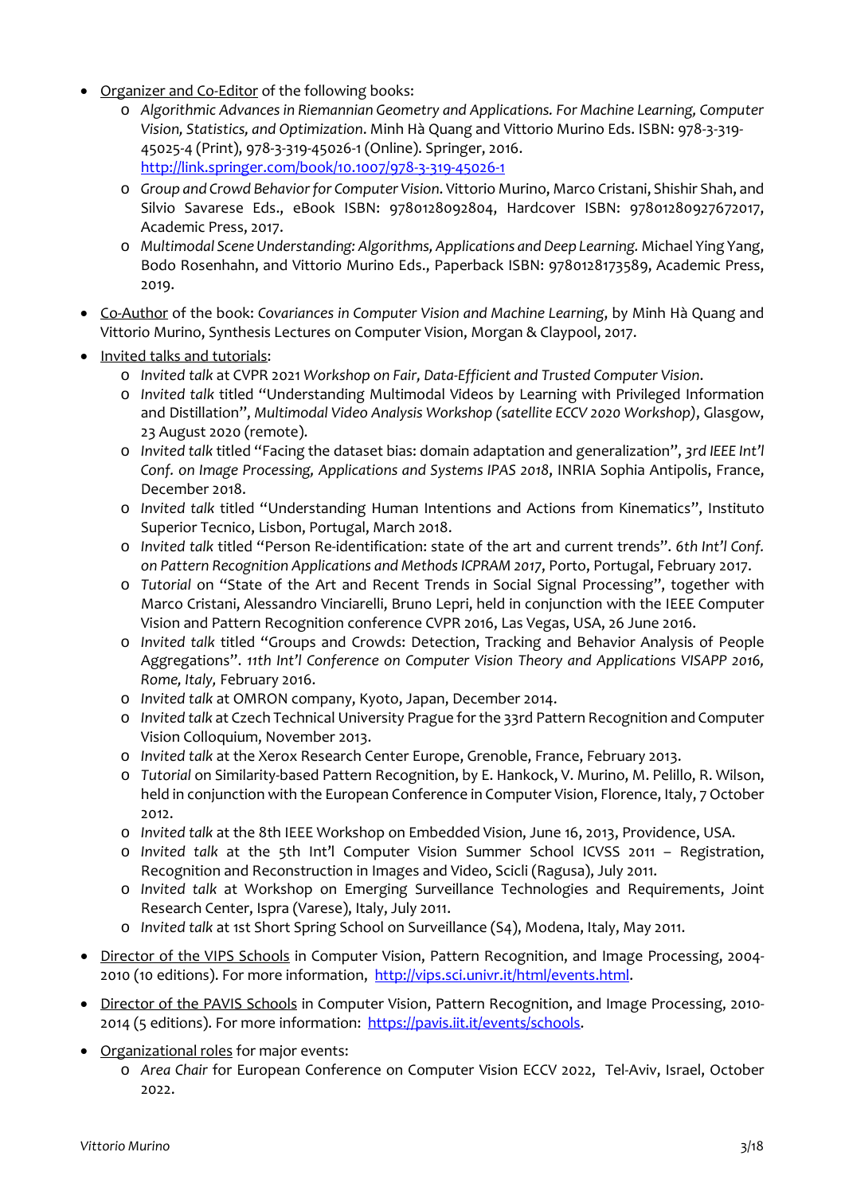- Organizer and Co-Editor of the following books:
  - *Algorithmic Advances in Riemannian Geometry and Applications. For Machine Learning, Computer Vision, Statistics, and Optimization*. Minh Hà Quang and Vittorio Murino Eds. ISBN: 978-3-319-45025-4 (Print), 978-3-319-45026-1 (Online). Springer, 2016. http://link.springer.com/book/10.1007/978-3-319-45026-1
  - *Group and Crowd Behavior for Computer Vision*. Vittorio Murino, Marco Cristani, Shishir Shah, and Silvio Savarese Eds., eBook ISBN: 9780128092804, Hardcover ISBN: 97801280927672017, Academic Press, 2017.
  - *Multimodal Scene Understanding: Algorithms, Applications and Deep Learning*. Michael Ying Yang, Bodo Rosenhahn, and Vittorio Murino Eds., Paperback ISBN: 9780128173589, Academic Press, 2019.
- Co-Author of the book: *Covariances in Computer Vision and Machine Learning*, by Minh Hà Quang and Vittorio Murino, Synthesis Lectures on Computer Vision, Morgan & Claypool, 2017.
- Invited talks and tutorials:
  - *Invited talk* at CVPR 2021 *Workshop on Fair, Data-Efficient and Trusted Computer Vision*.
  - *Invited talk* titled "Understanding Multimodal Videos by Learning with Privileged Information and Distillation", *Multimodal Video Analysis Workshop (satellite ECCV 2020 Workshop)*, Glasgow, 23 August 2020 (remote).
  - *Invited talk* titled "Facing the dataset bias: domain adaptation and generalization", *3rd IEEE Int'l Conf. on Image Processing, Applications and Systems IPAS 2018*, INRIA Sophia Antipolis, France, December 2018.
  - *Invited talk* titled "Understanding Human Intentions and Actions from Kinematics", Instituto Superior Tecnico, Lisbon, Portugal, March 2018.
  - *Invited talk* titled "Person Re-identification: state of the art and current trends". *6th Int'l Conf. on Pattern Recognition Applications and Methods ICPRAM 2017*, Porto, Portugal, February 2017.
  - *Tutorial* on "State of the Art and Recent Trends in Social Signal Processing", together with Marco Cristani, Alessandro Vinciarelli, Bruno Lepri, held in conjunction with the IEEE Computer Vision and Pattern Recognition conference CVPR 2016, Las Vegas, USA, 26 June 2016.
  - *Invited talk* titled "Groups and Crowds: Detection, Tracking and Behavior Analysis of People Aggregations". *11th Int'l Conference on Computer Vision Theory and Applications VISAPP 2016, Rome, Italy,* February 2016.
  - *Invited talk* at OMRON company, Kyoto, Japan, December 2014.
  - *Invited talk* at Czech Technical University Prague for the 33rd Pattern Recognition and Computer Vision Colloquium, November 2013.
  - *Invited talk* at the Xerox Research Center Europe, Grenoble, France, February 2013.
  - *Tutorial* on Similarity-based Pattern Recognition, by E. Hankock, V. Murino, M. Pelillo, R. Wilson, held in conjunction with the European Conference in Computer Vision, Florence, Italy, 7 October 2012.
  - *Invited talk* at the 8th IEEE Workshop on Embedded Vision, June 16, 2013, Providence, USA.
  - *Invited talk* at the 5th Int'l Computer Vision Summer School ICVSS 2011 – Registration, Recognition and Reconstruction in Images and Video, Scicli (Ragusa), July 2011.
  - *Invited talk* at Workshop on Emerging Surveillance Technologies and Requirements, Joint Research Center, Ispra (Varese), Italy, July 2011.
  - *Invited talk* at 1st Short Spring School on Surveillance (S4), Modena, Italy, May 2011.
- Director of the VIPS Schools in Computer Vision, Pattern Recognition, and Image Processing, 2004-2010 (10 editions). For more information, http://vips.sci.univr.it/html/events.html.
- Director of the PAVIS Schools in Computer Vision, Pattern Recognition, and Image Processing, 2010-2014 (5 editions). For more information: https://pavis.iit.it/events/schools.
- Organizational roles for major events:
  - *Area Chair* for European Conference on Computer Vision ECCV 2022, Tel-Aviv, Israel, October 2022.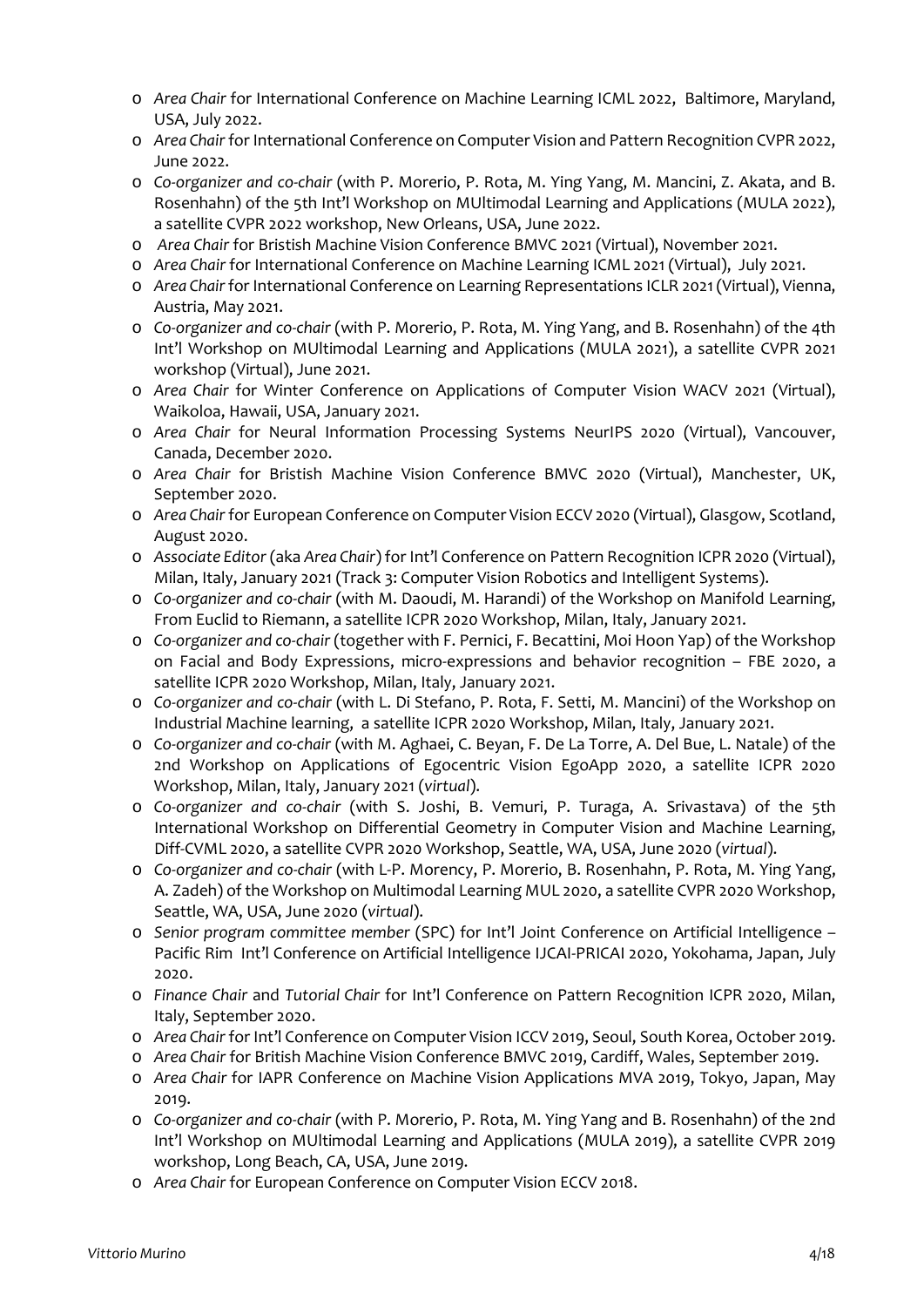- *Area Chair* for International Conference on Machine Learning ICML 2022, Baltimore, Maryland, USA, July 2022.
- *Area Chair* for International Conference on Computer Vision and Pattern Recognition CVPR 2022, June 2022.
- *Co-organizer and co-chair* (with P. Morerio, P. Rota, M. Ying Yang, M. Mancini, Z. Akata, and B. Rosenhahn) of the 5th Int'l Workshop on MUltimodal Learning and Applications (MULA 2022), a satellite CVPR 2022 workshop, New Orleans, USA, June 2022.
- *Area Chair* for Bristish Machine Vision Conference BMVC 2021 (Virtual), November 2021.
- *Area Chair* for International Conference on Machine Learning ICML 2021 (Virtual), July 2021.
- *Area Chair* for International Conference on Learning Representations ICLR 2021 (Virtual), Vienna, Austria, May 2021.
- *Co-organizer and co-chair* (with P. Morerio, P. Rota, M. Ying Yang, and B. Rosenhahn) of the 4th Int'l Workshop on MUltimodal Learning and Applications (MULA 2021), a satellite CVPR 2021 workshop (Virtual), June 2021.
- *Area Chair* for Winter Conference on Applications of Computer Vision WACV 2021 (Virtual), Waikoloa, Hawaii, USA, January 2021.
- *Area Chair* for Neural Information Processing Systems NeurIPS 2020 (Virtual), Vancouver, Canada, December 2020.
- *Area Chair* for Bristish Machine Vision Conference BMVC 2020 (Virtual), Manchester, UK, September 2020.
- *Area Chair* for European Conference on Computer Vision ECCV 2020 (Virtual), Glasgow, Scotland, August 2020.
- *Associate Editor* (aka *Area Chair*) for Int'l Conference on Pattern Recognition ICPR 2020 (Virtual), Milan, Italy, January 2021 (Track 3: Computer Vision Robotics and Intelligent Systems).
- *Co-organizer and co-chair* (with M. Daoudi, M. Harandi) of the Workshop on Manifold Learning, From Euclid to Riemann, a satellite ICPR 2020 Workshop, Milan, Italy, January 2021.
- *Co-organizer and co-chair* (together with F. Pernici, F. Becattini, Moi Hoon Yap) of the Workshop on Facial and Body Expressions, micro-expressions and behavior recognition – FBE 2020, a satellite ICPR 2020 Workshop, Milan, Italy, January 2021.
- *Co-organizer and co-chair* (with L. Di Stefano, P. Rota, F. Setti, M. Mancini) of the Workshop on Industrial Machine learning, a satellite ICPR 2020 Workshop, Milan, Italy, January 2021.
- *Co-organizer and co-chair* (with M. Aghaei, C. Beyan, F. De La Torre, A. Del Bue, L. Natale) of the 2nd Workshop on Applications of Egocentric Vision EgoApp 2020, a satellite ICPR 2020 Workshop, Milan, Italy, January 2021 (*virtual*).
- *Co-organizer and co-chair* (with S. Joshi, B. Vemuri, P. Turaga, A. Srivastava) of the 5th International Workshop on Differential Geometry in Computer Vision and Machine Learning, Diff-CVML 2020, a satellite CVPR 2020 Workshop, Seattle, WA, USA, June 2020 (*virtual*).
- *Co-organizer and co-chair* (with L-P. Morency, P. Morerio, B. Rosenhahn, P. Rota, M. Ying Yang, A. Zadeh) of the Workshop on Multimodal Learning MUL 2020, a satellite CVPR 2020 Workshop, Seattle, WA, USA, June 2020 (*virtual*).
- *Senior program committee member* (SPC) for Int'l Joint Conference on Artificial Intelligence – Pacific Rim Int'l Conference on Artificial Intelligence IJCAI-PRICAI 2020, Yokohama, Japan, July 2020.
- *Finance Chair* and *Tutorial Chair* for Int'l Conference on Pattern Recognition ICPR 2020, Milan, Italy, September 2020.
- *Area Chair* for Int'l Conference on Computer Vision ICCV 2019, Seoul, South Korea, October 2019.
- *Area Chair* for British Machine Vision Conference BMVC 2019, Cardiff, Wales, September 2019.
- *Area Chair* for IAPR Conference on Machine Vision Applications MVA 2019, Tokyo, Japan, May 2019.
- *Co-organizer and co-chair* (with P. Morerio, P. Rota, M. Ying Yang and B. Rosenhahn) of the 2nd Int'l Workshop on MUltimodal Learning and Applications (MULA 2019), a satellite CVPR 2019 workshop, Long Beach, CA, USA, June 2019.
- *Area Chair* for European Conference on Computer Vision ECCV 2018.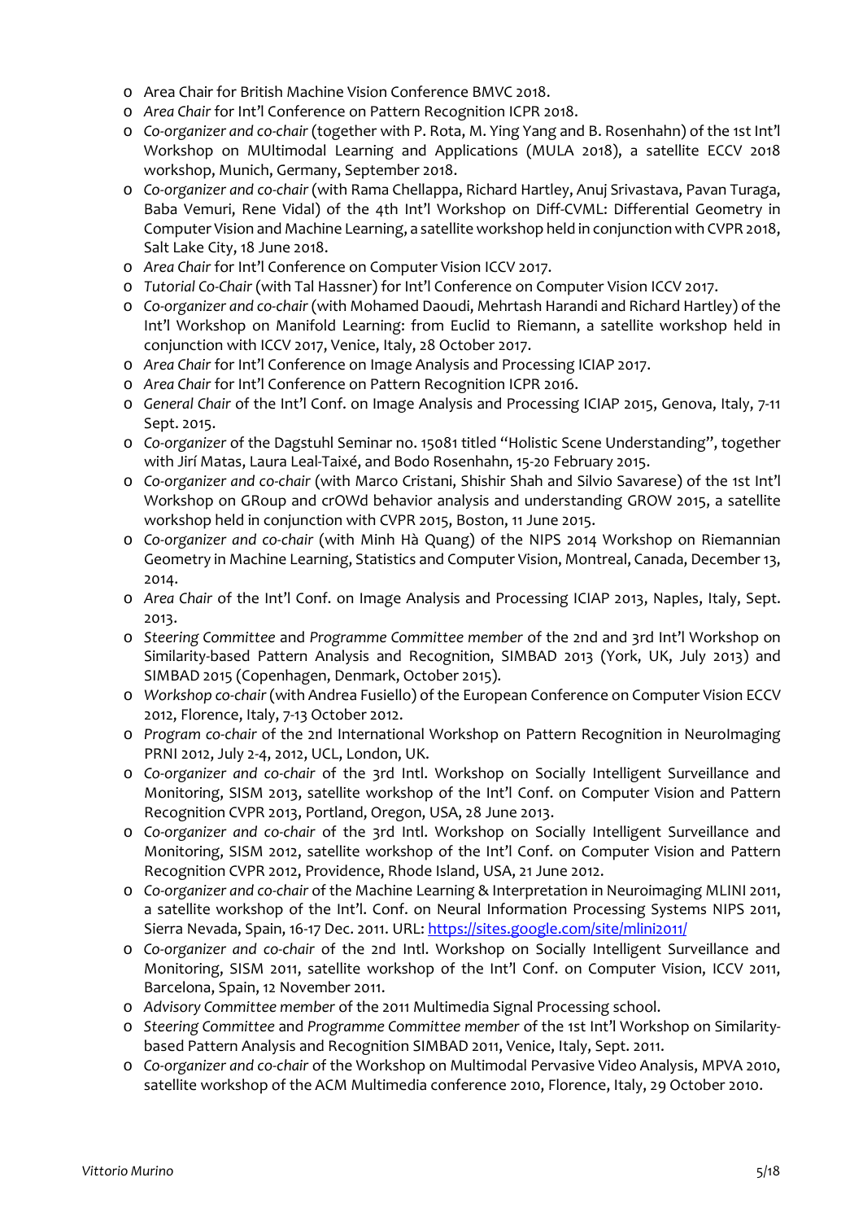- Area Chair for British Machine Vision Conference BMVC 2018.
- *Area Chair* for Int'l Conference on Pattern Recognition ICPR 2018.
- *Co-organizer and co-chair* (together with P. Rota, M. Ying Yang and B. Rosenhahn) of the 1st Int'l Workshop on MUltimodal Learning and Applications (MULA 2018), a satellite ECCV 2018 workshop, Munich, Germany, September 2018.
- *Co-organizer and co-chair* (with Rama Chellappa, Richard Hartley, Anuj Srivastava, Pavan Turaga, Baba Vemuri, Rene Vidal) of the 4th Int'l Workshop on Diff-CVML: Differential Geometry in Computer Vision and Machine Learning, a satellite workshop held in conjunction with CVPR 2018, Salt Lake City, 18 June 2018.
- *Area Chair* for Int'l Conference on Computer Vision ICCV 2017.
- *Tutorial Co-Chair* (with Tal Hassner) for Int'l Conference on Computer Vision ICCV 2017.
- *Co-organizer and co-chair* (with Mohamed Daoudi, Mehrtash Harandi and Richard Hartley) of the Int'l Workshop on Manifold Learning: from Euclid to Riemann, a satellite workshop held in conjunction with ICCV 2017, Venice, Italy, 28 October 2017.
- *Area Chair* for Int'l Conference on Image Analysis and Processing ICIAP 2017.
- *Area Chair* for Int'l Conference on Pattern Recognition ICPR 2016.
- *General Chair* of the Int'l Conf. on Image Analysis and Processing ICIAP 2015, Genova, Italy, 7-11 Sept. 2015.
- *Co-organizer* of the Dagstuhl Seminar no. 15081 titled "Holistic Scene Understanding", together with Jirí Matas, Laura Leal-Taixé, and Bodo Rosenhahn, 15-20 February 2015.
- *Co-organizer and co-chair* (with Marco Cristani, Shishir Shah and Silvio Savarese) of the 1st Int'l Workshop on GRoup and crOWd behavior analysis and understanding GROW 2015, a satellite workshop held in conjunction with CVPR 2015, Boston, 11 June 2015.
- *Co-organizer and co-chair* (with Minh Hà Quang) of the NIPS 2014 Workshop on Riemannian Geometry in Machine Learning, Statistics and Computer Vision, Montreal, Canada, December 13, 2014.
- *Area Chair* of the Int'l Conf. on Image Analysis and Processing ICIAP 2013, Naples, Italy, Sept. 2013.
- *Steering Committee* and *Programme Committee member* of the 2nd and 3rd Int'l Workshop on Similarity-based Pattern Analysis and Recognition, SIMBAD 2013 (York, UK, July 2013) and SIMBAD 2015 (Copenhagen, Denmark, October 2015).
- *Workshop co-chair* (with Andrea Fusiello) of the European Conference on Computer Vision ECCV 2012, Florence, Italy, 7-13 October 2012.
- *Program co-chair* of the 2nd International Workshop on Pattern Recognition in NeuroImaging PRNI 2012, July 2-4, 2012, UCL, London, UK.
- *Co-organizer and co-chair* of the 3rd Intl. Workshop on Socially Intelligent Surveillance and Monitoring, SISM 2013, satellite workshop of the Int'l Conf. on Computer Vision and Pattern Recognition CVPR 2013, Portland, Oregon, USA, 28 June 2013.
- *Co-organizer and co-chair* of the 3rd Intl. Workshop on Socially Intelligent Surveillance and Monitoring, SISM 2012, satellite workshop of the Int'l Conf. on Computer Vision and Pattern Recognition CVPR 2012, Providence, Rhode Island, USA, 21 June 2012.
- *Co-organizer and co-chair* of the Machine Learning & Interpretation in Neuroimaging MLINI 2011, a satellite workshop of the Int'l. Conf. on Neural Information Processing Systems NIPS 2011, Sierra Nevada, Spain, 16-17 Dec. 2011. URL: [https://sites.google.com/site/mlini2011/](https://sites.google.com/site/mlini2011/)
- *Co-organizer and co-chair* of the 2nd Intl. Workshop on Socially Intelligent Surveillance and Monitoring, SISM 2011, satellite workshop of the Int'l Conf. on Computer Vision, ICCV 2011, Barcelona, Spain, 12 November 2011.
- *Advisory Committee member* of the 2011 Multimedia Signal Processing school.
- *Steering Committee* and *Programme Committee member* of the 1st Int'l Workshop on Similarity-based Pattern Analysis and Recognition SIMBAD 2011, Venice, Italy, Sept. 2011.
- *Co-organizer and co-chair* of the Workshop on Multimodal Pervasive Video Analysis, MPVA 2010, satellite workshop of the ACM Multimedia conference 2010, Florence, Italy, 29 October 2010.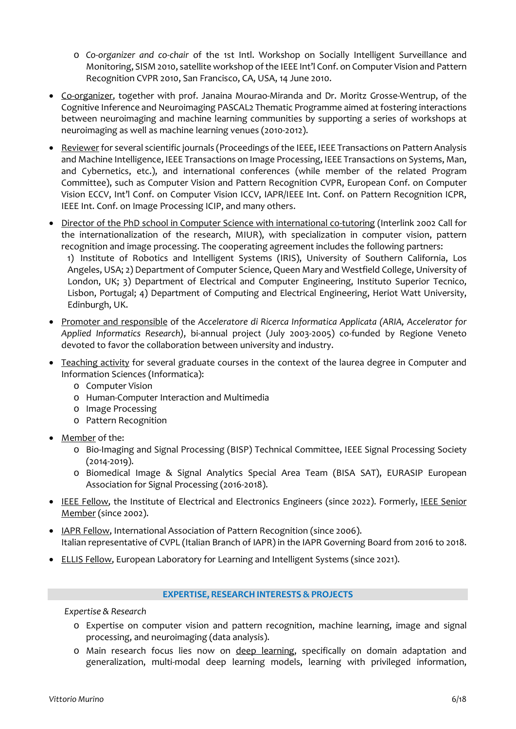- *Co-organizer and co-chair* of the 1st Intl. Workshop on Socially Intelligent Surveillance and Monitoring, SISM 2010, satellite workshop of the IEEE Int'l Conf. on Computer Vision and Pattern Recognition CVPR 2010, San Francisco, CA, USA, 14 June 2010.

- <u>Co-organizer</u>, together with prof. Janaina Mourao-Miranda and Dr. Moritz Grosse-Wentrup, of the Cognitive Inference and Neuroimaging PASCAL2 Thematic Programme aimed at fostering interactions between neuroimaging and machine learning communities by supporting a series of workshops at neuroimaging as well as machine learning venues (2010-2012).

- <u>Reviewer</u> for several scientific journals (Proceedings of the IEEE, IEEE Transactions on Pattern Analysis and Machine Intelligence, IEEE Transactions on Image Processing, IEEE Transactions on Systems, Man, and Cybernetics, etc.), and international conferences (while member of the related Program Committee), such as Computer Vision and Pattern Recognition CVPR, European Conf. on Computer Vision ECCV, Int'l Conf. on Computer Vision ICCV, IAPR/IEEE Int. Conf. on Pattern Recognition ICPR, IEEE Int. Conf. on Image Processing ICIP, and many others.

- <u>Director of the PhD school in Computer Science with international co-tutoring</u> (Interlink 2002 Call for the internationalization of the research, MIUR), with specialization in computer vision, pattern recognition and image processing. The cooperating agreement includes the following partners:
  1) Institute of Robotics and Intelligent Systems (IRIS), University of Southern California, Los Angeles, USA; 2) Department of Computer Science, Queen Mary and Westfield College, University of London, UK; 3) Department of Electrical and Computer Engineering, Instituto Superior Tecnico, Lisbon, Portugal; 4) Department of Computing and Electrical Engineering, Heriot Watt University, Edinburgh, UK.

- <u>Promoter and responsible</u> of the *Acceleratore di Ricerca Informatica Applicata (ARIA, Accelerator for Applied Informatics Research)*, bi-annual project (July 2003-2005) co-funded by Regione Veneto devoted to favor the collaboration between university and industry.

- <u>Teaching activity</u> for several graduate courses in the context of the laurea degree in Computer and Information Sciences (Informatica):
  - Computer Vision
  - Human-Computer Interaction and Multimedia
  - Image Processing
  - Pattern Recognition

- <u>Member</u> of the:
  - Bio-Imaging and Signal Processing (BISP) Technical Committee, IEEE Signal Processing Society (2014-2019).
  - Biomedical Image & Signal Analytics Special Area Team (BISA SAT), EURASIP European Association for Signal Processing (2016-2018).

- <u>IEEE Fellow</u>, the Institute of Electrical and Electronics Engineers (since 2022). Formerly, <u>IEEE Senior Member</u> (since 2002).

- <u>IAPR Fellow</u>, International Association of Pattern Recognition (since 2006).
  Italian representative of CVPL (Italian Branch of IAPR) in the IAPR Governing Board from 2016 to 2018.

- <u>ELLIS Fellow</u>, European Laboratory for Learning and Intelligent Systems (since 2021).

## EXPERTISE, RESEARCH INTERESTS & PROJECTS

*Expertise & Research*

- Expertise on computer vision and pattern recognition, machine learning, image and signal processing, and neuroimaging (data analysis).
- Main research focus lies now on <u>deep learning</u>, specifically on domain adaptation and generalization, multi-modal deep learning models, learning with privileged information,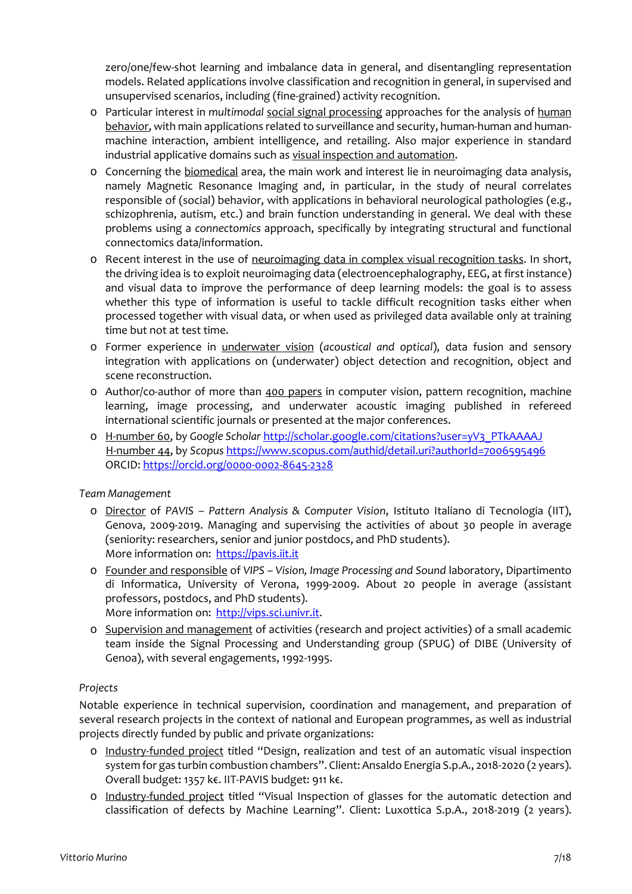zero/one/few-shot learning and imbalance data in general, and disentangling representation models. Related applications involve classification and recognition in general, in supervised and unsupervised scenarios, including (fine-grained) activity recognition.

- Particular interest in *multimodal* social signal processing approaches for the analysis of human behavior, with main applications related to surveillance and security, human-human and human-machine interaction, ambient intelligence, and retailing. Also major experience in standard industrial applicative domains such as visual inspection and automation.
- Concerning the biomedical area, the main work and interest lie in neuroimaging data analysis, namely Magnetic Resonance Imaging and, in particular, in the study of neural correlates responsible of (social) behavior, with applications in behavioral neurological pathologies (e.g., schizophrenia, autism, etc.) and brain function understanding in general. We deal with these problems using a *connectomics* approach, specifically by integrating structural and functional connectomics data/information.
- Recent interest in the use of neuroimaging data in complex visual recognition tasks. In short, the driving idea is to exploit neuroimaging data (electroencephalography, EEG, at first instance) and visual data to improve the performance of deep learning models: the goal is to assess whether this type of information is useful to tackle difficult recognition tasks either when processed together with visual data, or when used as privileged data available only at training time but not at test time.
- Former experience in underwater vision (*acoustical and optical*), data fusion and sensory integration with applications on (underwater) object detection and recognition, object and scene reconstruction.
- Author/co-author of more than 400 papers in computer vision, pattern recognition, machine learning, image processing, and underwater acoustic imaging published in refereed international scientific journals or presented at the major conferences.
- H-number 60, by *Google Scholar* http://scholar.google.com/citations?user=yV3_PTkAAAAJ
  H-number 44, by *Scopus* https://www.scopus.com/authid/detail.uri?authorId=7006595496
  ORCID: https://orcid.org/0000-0002-8645-2328

*Team Management*

- Director of *PAVIS – Pattern Analysis & Computer Vision*, Istituto Italiano di Tecnologia (IIT), Genova, 2009-2019. Managing and supervising the activities of about 30 people in average (seniority: researchers, senior and junior postdocs, and PhD students).
  More information on: https://pavis.iit.it
- Founder and responsible of *VIPS – Vision, Image Processing and Sound* laboratory, Dipartimento di Informatica, University of Verona, 1999-2009. About 20 people in average (assistant professors, postdocs, and PhD students).
  More information on: http://vips.sci.univr.it.
- Supervision and management of activities (research and project activities) of a small academic team inside the Signal Processing and Understanding group (SPUG) of DIBE (University of Genoa), with several engagements, 1992-1995.

*Projects*

Notable experience in technical supervision, coordination and management, and preparation of several research projects in the context of national and European programmes, as well as industrial projects directly funded by public and private organizations:

- Industry-funded project titled "Design, realization and test of an automatic visual inspection system for gas turbin combustion chambers". Client: Ansaldo Energia S.p.A., 2018-2020 (2 years). Overall budget: 1357 k€. IIT-PAVIS budget: 911 k€.
- Industry-funded project titled "Visual Inspection of glasses for the automatic detection and classification of defects by Machine Learning". Client: Luxottica S.p.A., 2018-2019 (2 years).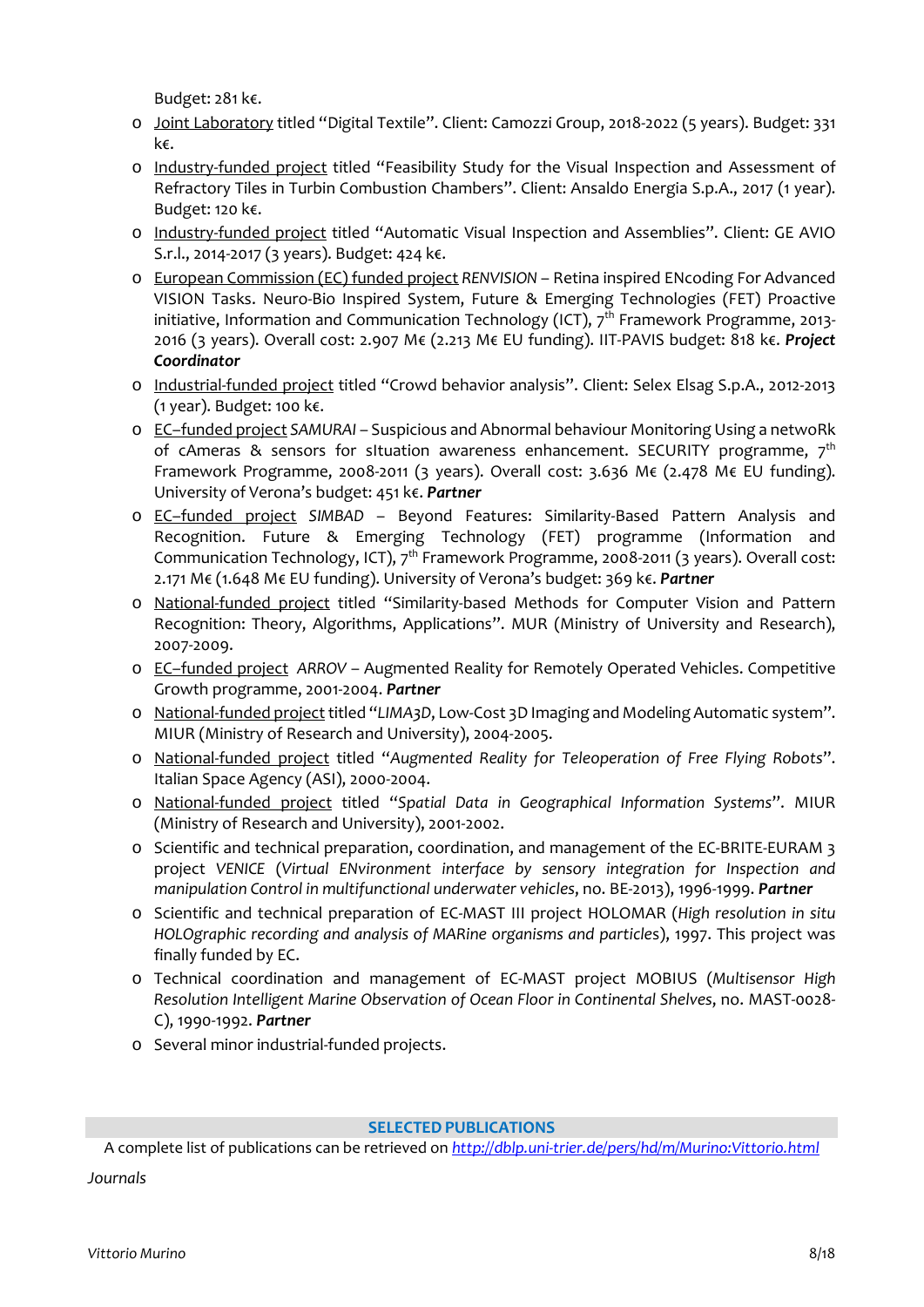Budget: 281 k€.

- Joint Laboratory titled "Digital Textile". Client: Camozzi Group, 2018-2022 (5 years). Budget: 331 k€.
- Industry-funded project titled "Feasibility Study for the Visual Inspection and Assessment of Refractory Tiles in Turbin Combustion Chambers". Client: Ansaldo Energia S.p.A., 2017 (1 year). Budget: 120 k€.
- Industry-funded project titled "Automatic Visual Inspection and Assemblies". Client: GE AVIO S.r.l., 2014-2017 (3 years). Budget: 424 k€.
- European Commission (EC) funded project *RENVISION* – Retina inspired ENcoding For Advanced VISION Tasks. Neuro-Bio Inspired System, Future & Emerging Technologies (FET) Proactive initiative, Information and Communication Technology (ICT), 7th Framework Programme, 2013-2016 (3 years). Overall cost: 2.907 M€ (2.213 M€ EU funding). IIT-PAVIS budget: 818 k€. ***Project Coordinator***
- Industrial-funded project titled "Crowd behavior analysis". Client: Selex Elsag S.p.A., 2012-2013 (1 year). Budget: 100 k€.
- EC–funded project *SAMURAI* – Suspicious and Abnormal behaviour Monitoring Using a netwoRk of cAmeras & sensors for sItuation awareness enhancement. SECURITY programme, 7th Framework Programme, 2008-2011 (3 years). Overall cost: 3.636 M€ (2.478 M€ EU funding). University of Verona's budget: 451 k€. ***Partner***
- EC–funded project *SIMBAD* – Beyond Features: Similarity-Based Pattern Analysis and Recognition. Future & Emerging Technology (FET) programme (Information and Communication Technology, ICT), 7th Framework Programme, 2008-2011 (3 years). Overall cost: 2.171 M€ (1.648 M€ EU funding). University of Verona's budget: 369 k€. ***Partner***
- National-funded project titled "Similarity-based Methods for Computer Vision and Pattern Recognition: Theory, Algorithms, Applications". MUR (Ministry of University and Research), 2007-2009.
- EC–funded project *ARROV* – Augmented Reality for Remotely Operated Vehicles. Competitive Growth programme, 2001-2004. ***Partner***
- National-funded project titled "*LIMA3D*, Low-Cost 3D Imaging and Modeling Automatic system". MIUR (Ministry of Research and University), 2004-2005.
- National-funded project titled "*Augmented Reality for Teleoperation of Free Flying Robots*". Italian Space Agency (ASI), 2000-2004.
- National-funded project titled "*Spatial Data in Geographical Information Systems*". MIUR (Ministry of Research and University), 2001-2002.
- Scientific and technical preparation, coordination, and management of the EC-BRITE-EURAM 3 project *VENICE* (*Virtual ENvironment interface by sensory integration for Inspection and manipulation Control in multifunctional underwater vehicles*, no. BE-2013), 1996-1999. ***Partner***
- Scientific and technical preparation of EC-MAST III project HOLOMAR (*High resolution in situ HOLOgraphic recording and analysis of MARine organisms and particles*), 1997. This project was finally funded by EC.
- Technical coordination and management of EC-MAST project MOBIUS (*Multisensor High Resolution Intelligent Marine Observation of Ocean Floor in Continental Shelves*, no. MAST-0028-C), 1990-1992. ***Partner***
- Several minor industrial-funded projects.

## SELECTED PUBLICATIONS

A complete list of publications can be retrieved on *http://dblp.uni-trier.de/pers/hd/m/Murino:Vittorio.html*

*Journals*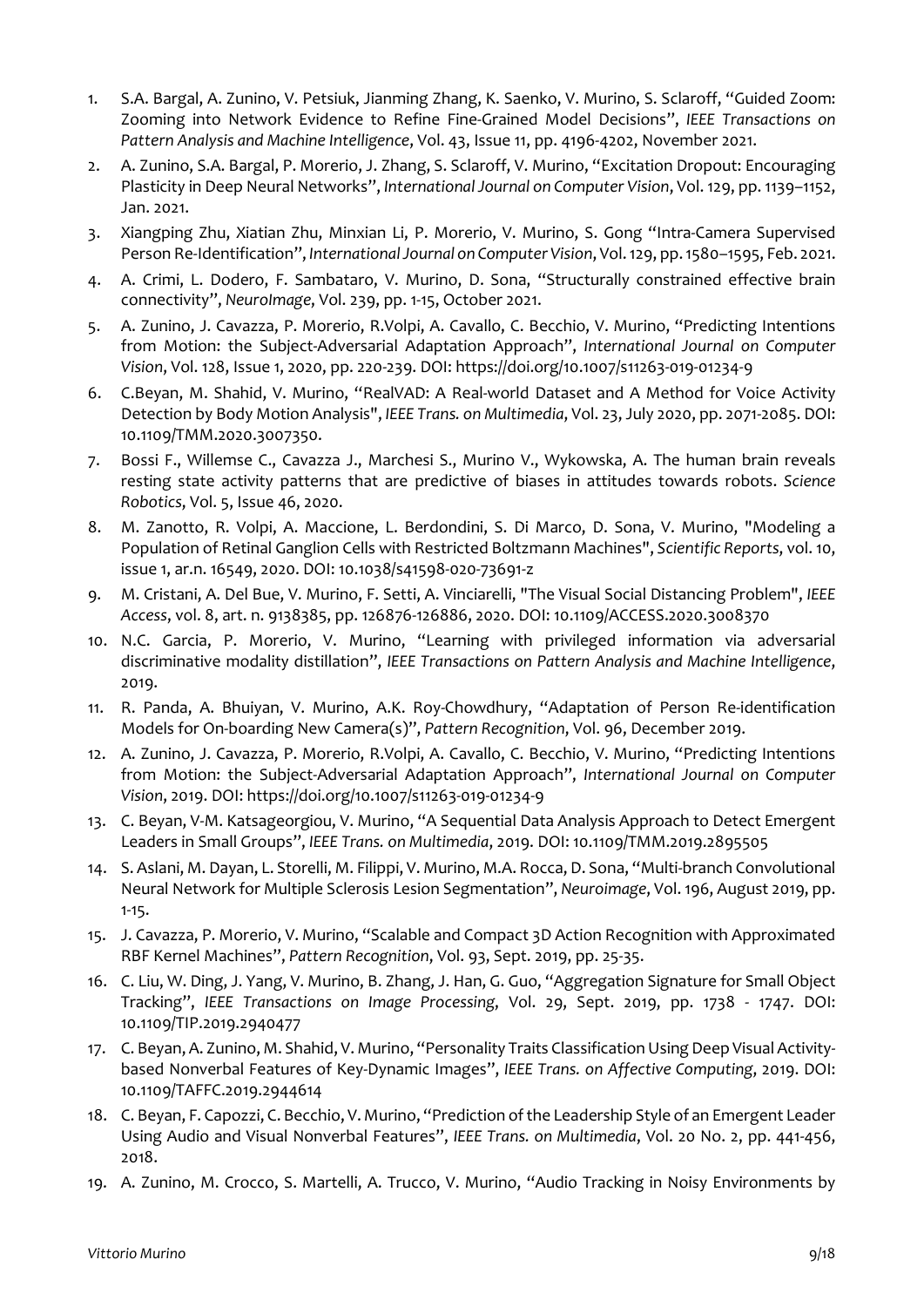1. S.A. Bargal, A. Zunino, V. Petsiuk, Jianming Zhang, K. Saenko, V. Murino, S. Sclaroff, "Guided Zoom: Zooming into Network Evidence to Refine Fine-Grained Model Decisions", *IEEE Transactions on Pattern Analysis and Machine Intelligence*, Vol. 43, Issue 11, pp. 4196-4202, November 2021.
2. A. Zunino, S.A. Bargal, P. Morerio, J. Zhang, S. Sclaroff, V. Murino, "Excitation Dropout: Encouraging Plasticity in Deep Neural Networks", *International Journal on Computer Vision*, Vol. 129, pp. 1139–1152, Jan. 2021.
3. Xiangping Zhu, Xiatian Zhu, Minxian Li, P. Morerio, V. Murino, S. Gong "Intra-Camera Supervised Person Re-Identification", *International Journal on Computer Vision*, Vol. 129, pp. 1580–1595, Feb. 2021.
4. A. Crimi, L. Dodero, F. Sambataro, V. Murino, D. Sona, "Structurally constrained effective brain connectivity", *NeuroImage*, Vol. 239, pp. 1-15, October 2021.
5. A. Zunino, J. Cavazza, P. Morerio, R.Volpi, A. Cavallo, C. Becchio, V. Murino, "Predicting Intentions from Motion: the Subject-Adversarial Adaptation Approach", *International Journal on Computer Vision*, Vol. 128, Issue 1, 2020, pp. 220-239. DOI: https://doi.org/10.1007/s11263-019-01234-9
6. C.Beyan, M. Shahid, V. Murino, "RealVAD: A Real-world Dataset and A Method for Voice Activity Detection by Body Motion Analysis", *IEEE Trans. on Multimedia*, Vol. 23, July 2020, pp. 2071-2085. DOI: 10.1109/TMM.2020.3007350.
7. Bossi F., Willemse C., Cavazza J., Marchesi S., Murino V., Wykowska, A. The human brain reveals resting state activity patterns that are predictive of biases in attitudes towards robots. *Science Robotics*, Vol. 5, Issue 46, 2020.
8. M. Zanotto, R. Volpi, A. Maccione, L. Berdondini, S. Di Marco, D. Sona, V. Murino, "Modeling a Population of Retinal Ganglion Cells with Restricted Boltzmann Machines", *Scientific Reports*, vol. 10, issue 1, ar.n. 16549, 2020. DOI: 10.1038/s41598-020-73691-z
9. M. Cristani, A. Del Bue, V. Murino, F. Setti, A. Vinciarelli, "The Visual Social Distancing Problem", *IEEE Access*, vol. 8, art. n. 9138385, pp. 126876-126886, 2020. DOI: 10.1109/ACCESS.2020.3008370
10. N.C. Garcia, P. Morerio, V. Murino, "Learning with privileged information via adversarial discriminative modality distillation", *IEEE Transactions on Pattern Analysis and Machine Intelligence*, 2019.
11. R. Panda, A. Bhuiyan, V. Murino, A.K. Roy-Chowdhury, "Adaptation of Person Re-identification Models for On-boarding New Camera(s)", *Pattern Recognition*, Vol. 96, December 2019.
12. A. Zunino, J. Cavazza, P. Morerio, R.Volpi, A. Cavallo, C. Becchio, V. Murino, "Predicting Intentions from Motion: the Subject-Adversarial Adaptation Approach", *International Journal on Computer Vision*, 2019. DOI: https://doi.org/10.1007/s11263-019-01234-9
13. C. Beyan, V-M. Katsageorgiou, V. Murino, "A Sequential Data Analysis Approach to Detect Emergent Leaders in Small Groups", *IEEE Trans. on Multimedia*, 2019. DOI: 10.1109/TMM.2019.2895505
14. S. Aslani, M. Dayan, L. Storelli, M. Filippi, V. Murino, M.A. Rocca, D. Sona, "Multi-branch Convolutional Neural Network for Multiple Sclerosis Lesion Segmentation", *Neuroimage*, Vol. 196, August 2019, pp. 1-15.
15. J. Cavazza, P. Morerio, V. Murino, "Scalable and Compact 3D Action Recognition with Approximated RBF Kernel Machines", *Pattern Recognition*, Vol. 93, Sept. 2019, pp. 25-35.
16. C. Liu, W. Ding, J. Yang, V. Murino, B. Zhang, J. Han, G. Guo, "Aggregation Signature for Small Object Tracking", *IEEE Transactions on Image Processing*, Vol. 29, Sept. 2019, pp. 1738 - 1747. DOI: 10.1109/TIP.2019.2940477
17. C. Beyan, A. Zunino, M. Shahid, V. Murino, "Personality Traits Classification Using Deep Visual Activity-based Nonverbal Features of Key-Dynamic Images", *IEEE Trans. on Affective Computing*, 2019. DOI: 10.1109/TAFFC.2019.2944614
18. C. Beyan, F. Capozzi, C. Becchio, V. Murino, "Prediction of the Leadership Style of an Emergent Leader Using Audio and Visual Nonverbal Features", *IEEE Trans. on Multimedia*, Vol. 20 No. 2, pp. 441-456, 2018.
19. A. Zunino, M. Crocco, S. Martelli, A. Trucco, V. Murino, "Audio Tracking in Noisy Environments by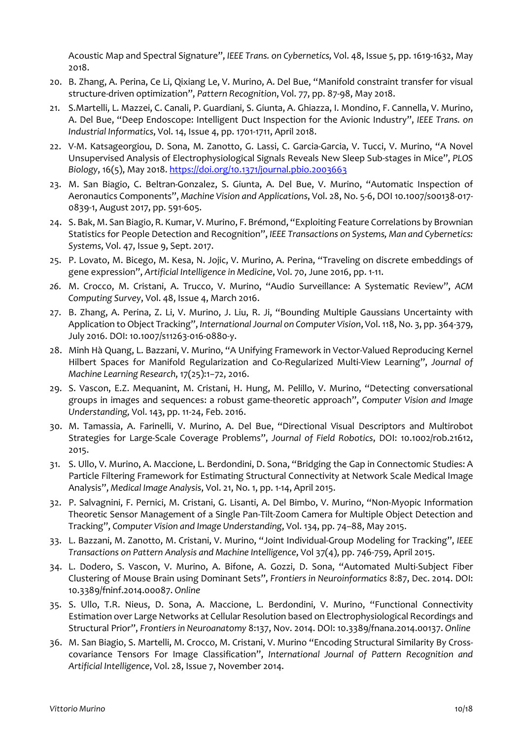Acoustic Map and Spectral Signature", *IEEE Trans. on Cybernetics,* Vol. 48, Issue 5, pp. 1619-1632, May 2018.

20. B. Zhang, A. Perina, Ce Li, Qixiang Le, V. Murino, A. Del Bue, "Manifold constraint transfer for visual structure-driven optimization", *Pattern Recognition*, Vol. 77, pp. 87-98, May 2018.
21. S.Martelli, L. Mazzei, C. Canali, P. Guardiani, S. Giunta, A. Ghiazza, I. Mondino, F. Cannella, V. Murino, A. Del Bue, "Deep Endoscope: Intelligent Duct Inspection for the Avionic Industry", *IEEE Trans. on Industrial Informatics*, Vol. 14, Issue 4, pp. 1701-1711, April 2018.
22. V-M. Katsageorgiou, D. Sona, M. Zanotto, G. Lassi, C. Garcia-Garcia, V. Tucci, V. Murino, "A Novel Unsupervised Analysis of Electrophysiological Signals Reveals New Sleep Sub-stages in Mice", *PLOS Biology*, 16(5), May 2018. https://doi.org/10.1371/journal.pbio.2003663
23. M. San Biagio, C. Beltran-Gonzalez, S. Giunta, A. Del Bue, V. Murino, "Automatic Inspection of Aeronautics Components", *Machine Vision and Applications*, Vol. 28, No. 5-6, DOI 10.1007/s00138-017-0839-1, August 2017, pp. 591-605.
24. S. Bak, M. San Biagio, R. Kumar, V. Murino, F. Brémond, "Exploiting Feature Correlations by Brownian Statistics for People Detection and Recognition", *IEEE Transactions on Systems, Man and Cybernetics: Systems*, Vol. 47, Issue 9, Sept. 2017.
25. P. Lovato, M. Bicego, M. Kesa, N. Jojic, V. Murino, A. Perina, "Traveling on discrete embeddings of gene expression", *Artificial Intelligence in Medicine*, Vol. 70, June 2016, pp. 1-11.
26. M. Crocco, M. Cristani, A. Trucco, V. Murino, "Audio Surveillance: A Systematic Review", *ACM Computing Survey*, Vol. 48, Issue 4, March 2016.
27. B. Zhang, A. Perina, Z. Li, V. Murino, J. Liu, R. Ji, "Bounding Multiple Gaussians Uncertainty with Application to Object Tracking", *International Journal on Computer Vision*, Vol. 118, No. 3, pp. 364-379, July 2016. DOI: 10.1007/s11263-016-0880-y.
28. Minh Hà Quang, L. Bazzani, V. Murino, "A Unifying Framework in Vector-Valued Reproducing Kernel Hilbert Spaces for Manifold Regularization and Co-Regularized Multi-View Learning", *Journal of Machine Learning Research*, 17(25):1−72, 2016.
29. S. Vascon, E.Z. Mequanint, M. Cristani, H. Hung, M. Pelillo, V. Murino, "Detecting conversational groups in images and sequences: a robust game-theoretic approach", *Computer Vision and Image Understanding,* Vol. 143, pp. 11-24, Feb. 2016.
30. M. Tamassia, A. Farinelli, V. Murino, A. Del Bue, "Directional Visual Descriptors and Multirobot Strategies for Large-Scale Coverage Problems", *Journal of Field Robotics*, DOI: 10.1002/rob.21612, 2015.
31. S. Ullo, V. Murino, A. Maccione, L. Berdondini, D. Sona, "Bridging the Gap in Connectomic Studies: A Particle Filtering Framework for Estimating Structural Connectivity at Network Scale Medical Image Analysis", *Medical Image Analysis*, Vol. 21, No. 1, pp. 1-14, April 2015.
32. P. Salvagnini, F. Pernici, M. Cristani, G. Lisanti, A. Del Bimbo, V. Murino, "Non-Myopic Information Theoretic Sensor Management of a Single Pan-Tilt-Zoom Camera for Multiple Object Detection and Tracking", *Computer Vision and Image Understanding*, Vol. 134, pp. 74–88, May 2015.
33. L. Bazzani, M. Zanotto, M. Cristani, V. Murino, "Joint Individual-Group Modeling for Tracking", *IEEE Transactions on Pattern Analysis and Machine Intelligence*, Vol 37(4), pp. 746-759, April 2015.
34. L. Dodero, S. Vascon, V. Murino, A. Bifone, A. Gozzi, D. Sona, "Automated Multi-Subject Fiber Clustering of Mouse Brain using Dominant Sets", *Frontiers in Neuroinformatics* 8:87, Dec. 2014. DOI: 10.3389/fninf.2014.00087. *Online*
35. S. Ullo, T.R. Nieus, D. Sona, A. Maccione, L. Berdondini, V. Murino, "Functional Connectivity Estimation over Large Networks at Cellular Resolution based on Electrophysiological Recordings and Structural Prior", *Frontiers in Neuroanatomy* 8:137, Nov. 2014. DOI: 10.3389/fnana.2014.00137. *Online*
36. M. San Biagio, S. Martelli, M. Crocco, M. Cristani, V. Murino "Encoding Structural Similarity By Cross-covariance Tensors For Image Classification", *International Journal of Pattern Recognition and Artificial Intelligence*, Vol. 28, Issue 7, November 2014.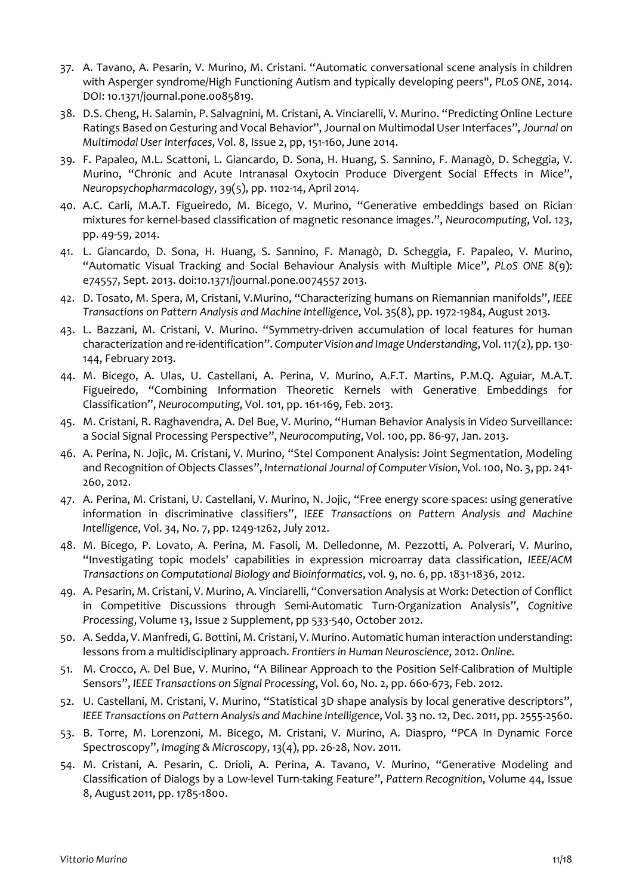37. A. Tavano, A. Pesarin, V. Murino, M. Cristani. "Automatic conversational scene analysis in children with Asperger syndrome/High Functioning Autism and typically developing peers", *PLoS ONE*, 2014. DOI: 10.1371/journal.pone.0085819.
38. D.S. Cheng, H. Salamin, P. Salvagnini, M. Cristani, A. Vinciarelli, V. Murino. "Predicting Online Lecture Ratings Based on Gesturing and Vocal Behavior", Journal on Multimodal User Interfaces", *Journal on Multimodal User Interfaces*, Vol. 8, Issue 2, pp, 151-160, June 2014.
39. F. Papaleo, M.L. Scattoni, L. Giancardo, D. Sona, H. Huang, S. Sannino, F. Managò, D. Scheggia, V. Murino, "Chronic and Acute Intranasal Oxytocin Produce Divergent Social Effects in Mice", *Neuropsychopharmacology*, 39(5), pp. 1102-14, April 2014.
40. A.C. Carli, M.A.T. Figueiredo, M. Bicego, V. Murino, "Generative embeddings based on Rician mixtures for kernel-based classification of magnetic resonance images.", *Neurocomputing*, Vol. 123, pp. 49-59, 2014.
41. L. Giancardo, D. Sona, H. Huang, S. Sannino, F. Managò, D. Scheggia, F. Papaleo, V. Murino, "Automatic Visual Tracking and Social Behaviour Analysis with Multiple Mice", *PLoS ONE* 8(9): e74557, Sept. 2013. doi:10.1371/journal.pone.0074557 2013.
42. D. Tosato, M. Spera, M, Cristani, V.Murino, "Characterizing humans on Riemannian manifolds", *IEEE Transactions on Pattern Analysis and Machine Intelligence*, Vol. 35(8), pp. 1972-1984, August 2013.
43. L. Bazzani, M. Cristani, V. Murino. "Symmetry-driven accumulation of local features for human characterization and re-identification". *Computer Vision and Image Understanding*, Vol. 117(2), pp. 130-144, February 2013.
44. M. Bicego, A. Ulas, U. Castellani, A. Perina, V. Murino, A.F.T. Martins, P.M.Q. Aguiar, M.A.T. Figueiredo, "Combining Information Theoretic Kernels with Generative Embeddings for Classification", *Neurocomputing*, Vol. 101, pp. 161-169, Feb. 2013.
45. M. Cristani, R. Raghavendra, A. Del Bue, V. Murino, "Human Behavior Analysis in Video Surveillance: a Social Signal Processing Perspective", *Neurocomputing*, Vol. 100, pp. 86-97, Jan. 2013.
46. A. Perina, N. Jojic, M. Cristani, V. Murino, "Stel Component Analysis: Joint Segmentation, Modeling and Recognition of Objects Classes", *International Journal of Computer Vision*, Vol. 100, No. 3, pp. 241-260, 2012.
47. A. Perina, M. Cristani, U. Castellani, V. Murino, N. Jojic, "Free energy score spaces: using generative information in discriminative classifiers", *IEEE Transactions on Pattern Analysis and Machine Intelligence*, Vol. 34, No. 7, pp. 1249-1262, July 2012.
48. M. Bicego, P. Lovato, A. Perina, M. Fasoli, M. Delledonne, M. Pezzotti, A. Polverari, V. Murino, "Investigating topic models' capabilities in expression microarray data classification, *IEEE/ACM Transactions on Computational Biology and Bioinformatics*, vol. 9, no. 6, pp. 1831-1836, 2012.
49. A. Pesarin, M. Cristani, V. Murino, A. Vinciarelli, "Conversation Analysis at Work: Detection of Conflict in Competitive Discussions through Semi-Automatic Turn-Organization Analysis", *Cognitive Processing*, Volume 13, Issue 2 Supplement, pp 533-540, October 2012.
50. A. Sedda, V. Manfredi, G. Bottini, M. Cristani, V. Murino. Automatic human interaction understanding: lessons from a multidisciplinary approach. *Frontiers in Human Neuroscience*, 2012. *Online.*
51. M. Crocco, A. Del Bue, V. Murino, "A Bilinear Approach to the Position Self-Calibration of Multiple Sensors", *IEEE Transactions on Signal Processing*, Vol. 60, No. 2, pp. 660-673, Feb. 2012.
52. U. Castellani, M. Cristani, V. Murino, "Statistical 3D shape analysis by local generative descriptors", *IEEE Transactions on Pattern Analysis and Machine Intelligence*, Vol. 33 no. 12, Dec. 2011, pp. 2555-2560.
53. B. Torre, M. Lorenzoni, M. Bicego, M. Cristani, V. Murino, A. Diaspro, "PCA In Dynamic Force Spectroscopy", *Imaging & Microscopy*, 13(4), pp. 26-28, Nov. 2011.
54. M. Cristani, A. Pesarin, C. Drioli, A. Perina, A. Tavano, V. Murino, "Generative Modeling and Classification of Dialogs by a Low-level Turn-taking Feature", *Pattern Recognition*, Volume 44, Issue 8, August 2011, pp. 1785-1800.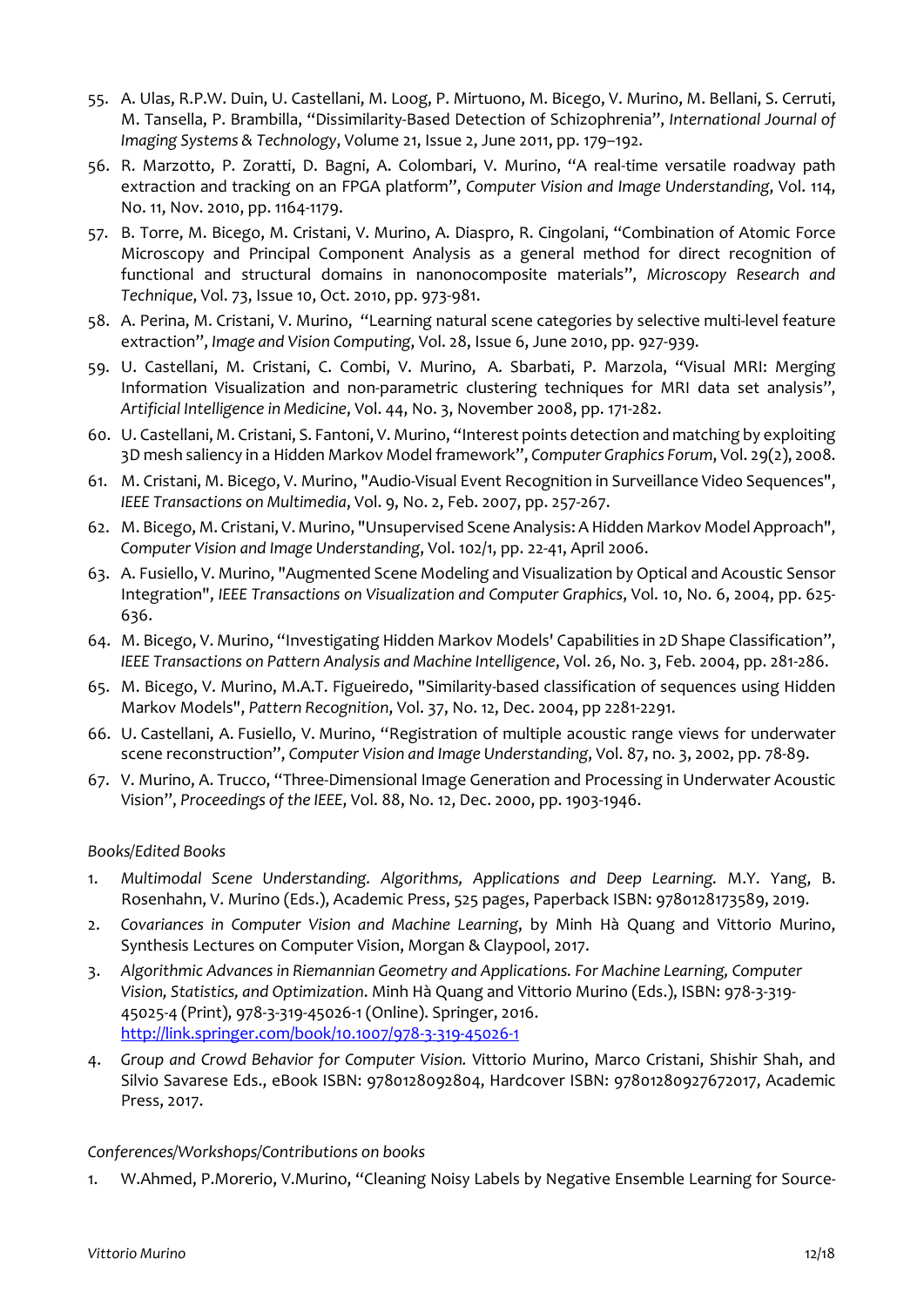55. A. Ulas, R.P.W. Duin, U. Castellani, M. Loog, P. Mirtuono, M. Bicego, V. Murino, M. Bellani, S. Cerruti, M. Tansella, P. Brambilla, "Dissimilarity-Based Detection of Schizophrenia", *International Journal of Imaging Systems & Technology*, Volume 21, Issue 2, June 2011, pp. 179–192.
56. R. Marzotto, P. Zoratti, D. Bagni, A. Colombari, V. Murino, "A real-time versatile roadway path extraction and tracking on an FPGA platform", *Computer Vision and Image Understanding*, Vol. 114, No. 11, Nov. 2010, pp. 1164-1179.
57. B. Torre, M. Bicego, M. Cristani, V. Murino, A. Diaspro, R. Cingolani, "Combination of Atomic Force Microscopy and Principal Component Analysis as a general method for direct recognition of functional and structural domains in nanonocomposite materials", *Microscopy Research and Technique*, Vol. 73, Issue 10, Oct. 2010, pp. 973-981.
58. A. Perina, M. Cristani, V. Murino, "Learning natural scene categories by selective multi-level feature extraction", *Image and Vision Computing*, Vol. 28, Issue 6, June 2010, pp. 927-939.
59. U. Castellani, M. Cristani, C. Combi, V. Murino, A. Sbarbati, P. Marzola, "Visual MRI: Merging Information Visualization and non-parametric clustering techniques for MRI data set analysis", *Artificial Intelligence in Medicine*, Vol. 44, No. 3, November 2008, pp. 171-282.
60. U. Castellani, M. Cristani, S. Fantoni, V. Murino, "Interest points detection and matching by exploiting 3D mesh saliency in a Hidden Markov Model framework", *Computer Graphics Forum*, Vol. 29(2), 2008.
61. M. Cristani, M. Bicego, V. Murino, "Audio-Visual Event Recognition in Surveillance Video Sequences", *IEEE Transactions on Multimedia*, Vol. 9, No. 2, Feb. 2007, pp. 257-267.
62. M. Bicego, M. Cristani, V. Murino, "Unsupervised Scene Analysis: A Hidden Markov Model Approach", *Computer Vision and Image Understanding*, Vol. 102/1, pp. 22-41, April 2006.
63. A. Fusiello, V. Murino, "Augmented Scene Modeling and Visualization by Optical and Acoustic Sensor Integration", *IEEE Transactions on Visualization and Computer Graphics*, Vol. 10, No. 6, 2004, pp. 625-636.
64. M. Bicego, V. Murino, "Investigating Hidden Markov Models' Capabilities in 2D Shape Classification", *IEEE Transactions on Pattern Analysis and Machine Intelligence*, Vol. 26, No. 3, Feb. 2004, pp. 281-286.
65. M. Bicego, V. Murino, M.A.T. Figueiredo, "Similarity-based classification of sequences using Hidden Markov Models", *Pattern Recognition*, Vol. 37, No. 12, Dec. 2004, pp 2281-2291.
66. U. Castellani, A. Fusiello, V. Murino, "Registration of multiple acoustic range views for underwater scene reconstruction", *Computer Vision and Image Understanding*, Vol. 87, no. 3, 2002, pp. 78-89.
67. V. Murino, A. Trucco, "Three-Dimensional Image Generation and Processing in Underwater Acoustic Vision", *Proceedings of the IEEE*, Vol. 88, No. 12, Dec. 2000, pp. 1903-1946.

*Books/Edited Books*

1. *Multimodal Scene Understanding. Algorithms, Applications and Deep Learning.* M.Y. Yang, B. Rosenhahn, V. Murino (Eds.), Academic Press, 525 pages, Paperback ISBN: 9780128173589, 2019.
2. *Covariances in Computer Vision and Machine Learning*, by Minh Hà Quang and Vittorio Murino, Synthesis Lectures on Computer Vision, Morgan & Claypool, 2017.
3. *Algorithmic Advances in Riemannian Geometry and Applications. For Machine Learning, Computer Vision, Statistics, and Optimization*. Minh Hà Quang and Vittorio Murino (Eds.), ISBN: 978-3-319-45025-4 (Print), 978-3-319-45026-1 (Online). Springer, 2016. http://link.springer.com/book/10.1007/978-3-319-45026-1
4. *Group and Crowd Behavior for Computer Vision.* Vittorio Murino, Marco Cristani, Shishir Shah, and Silvio Savarese Eds., eBook ISBN: 9780128092804, Hardcover ISBN: 97801280927672017, Academic Press, 2017.

*Conferences/Workshops/Contributions on books*

1. W.Ahmed, P.Morerio, V.Murino, "Cleaning Noisy Labels by Negative Ensemble Learning for Source-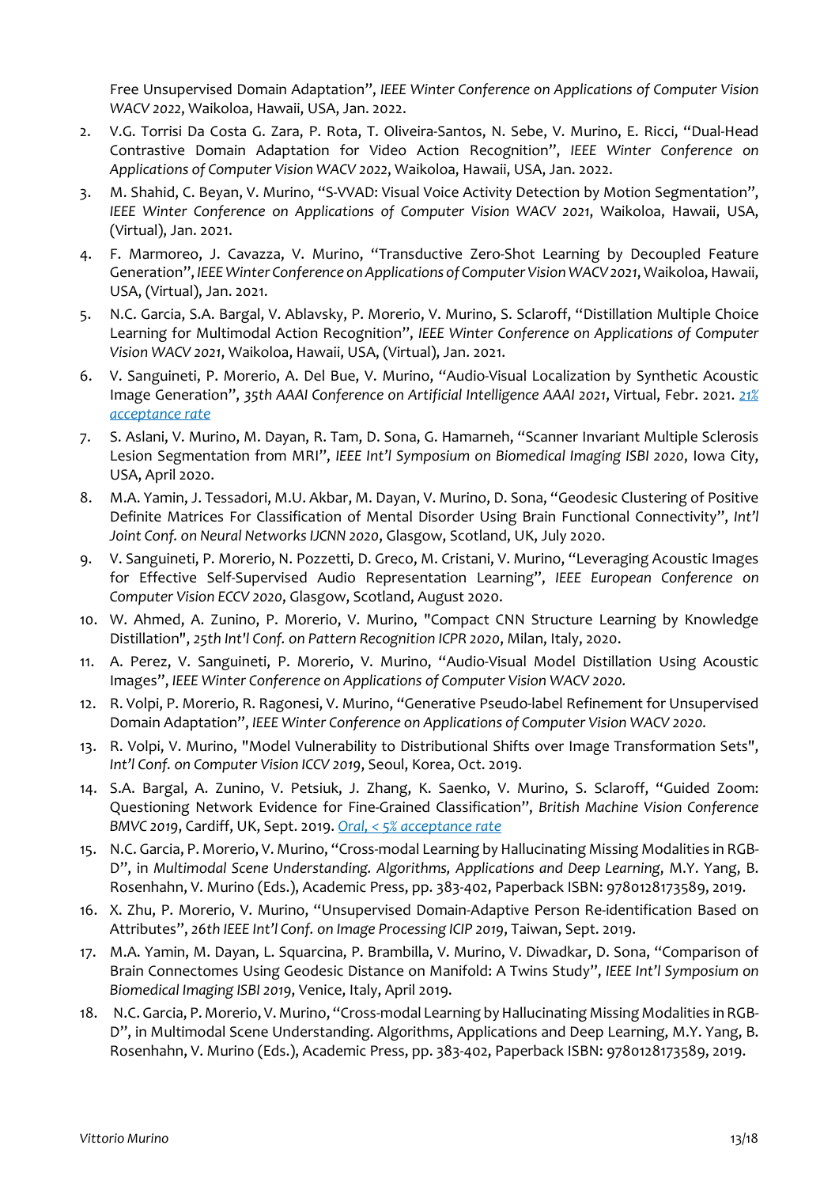Free Unsupervised Domain Adaptation", *IEEE Winter Conference on Applications of Computer Vision WACV 2022*, Waikoloa, Hawaii, USA, Jan. 2022.

2. V.G. Torrisi Da Costa G. Zara, P. Rota, T. Oliveira-Santos, N. Sebe, V. Murino, E. Ricci, "Dual-Head Contrastive Domain Adaptation for Video Action Recognition", *IEEE Winter Conference on Applications of Computer Vision WACV 2022*, Waikoloa, Hawaii, USA, Jan. 2022.
3. M. Shahid, C. Beyan, V. Murino, "S-VVAD: Visual Voice Activity Detection by Motion Segmentation", *IEEE Winter Conference on Applications of Computer Vision WACV 2021*, Waikoloa, Hawaii, USA, (Virtual), Jan. 2021.
4. F. Marmoreo, J. Cavazza, V. Murino, "Transductive Zero-Shot Learning by Decoupled Feature Generation", *IEEE Winter Conference on Applications of Computer Vision WACV 2021*, Waikoloa, Hawaii, USA, (Virtual), Jan. 2021.
5. N.C. Garcia, S.A. Bargal, V. Ablavsky, P. Morerio, V. Murino, S. Sclaroff, "Distillation Multiple Choice Learning for Multimodal Action Recognition", *IEEE Winter Conference on Applications of Computer Vision WACV 2021*, Waikoloa, Hawaii, USA, (Virtual), Jan. 2021.
6. V. Sanguineti, P. Morerio, A. Del Bue, V. Murino, "Audio-Visual Localization by Synthetic Acoustic Image Generation", *35th AAAI Conference on Artificial Intelligence AAAI 2021*, Virtual, Febr. 2021. 21% acceptance rate
7. S. Aslani, V. Murino, M. Dayan, R. Tam, D. Sona, G. Hamarneh, "Scanner Invariant Multiple Sclerosis Lesion Segmentation from MRI", *IEEE Int'l Symposium on Biomedical Imaging ISBI 2020*, Iowa City, USA, April 2020.
8. M.A. Yamin, J. Tessadori, M.U. Akbar, M. Dayan, V. Murino, D. Sona, "Geodesic Clustering of Positive Definite Matrices For Classification of Mental Disorder Using Brain Functional Connectivity", *Int'l Joint Conf. on Neural Networks IJCNN 2020*, Glasgow, Scotland, UK, July 2020.
9. V. Sanguineti, P. Morerio, N. Pozzetti, D. Greco, M. Cristani, V. Murino, "Leveraging Acoustic Images for Effective Self-Supervised Audio Representation Learning", *IEEE European Conference on Computer Vision ECCV 2020*, Glasgow, Scotland, August 2020.
10. W. Ahmed, A. Zunino, P. Morerio, V. Murino, "Compact CNN Structure Learning by Knowledge Distillation", *25th Int'l Conf. on Pattern Recognition ICPR 2020*, Milan, Italy, 2020.
11. A. Perez, V. Sanguineti, P. Morerio, V. Murino, "Audio-Visual Model Distillation Using Acoustic Images", *IEEE Winter Conference on Applications of Computer Vision WACV 2020.*
12. R. Volpi, P. Morerio, R. Ragonesi, V. Murino, "Generative Pseudo-label Refinement for Unsupervised Domain Adaptation", *IEEE Winter Conference on Applications of Computer Vision WACV 2020.*
13. R. Volpi, V. Murino, "Model Vulnerability to Distributional Shifts over Image Transformation Sets", *Int'l Conf. on Computer Vision ICCV 2019*, Seoul, Korea, Oct. 2019.
14. S.A. Bargal, A. Zunino, V. Petsiuk, J. Zhang, K. Saenko, V. Murino, S. Sclaroff, "Guided Zoom: Questioning Network Evidence for Fine-Grained Classification", *British Machine Vision Conference BMVC 2019*, Cardiff, UK, Sept. 2019. Oral, < 5% acceptance rate
15. N.C. Garcia, P. Morerio, V. Murino, "Cross-modal Learning by Hallucinating Missing Modalities in RGB-D", in *Multimodal Scene Understanding. Algorithms, Applications and Deep Learning*, M.Y. Yang, B. Rosenhahn, V. Murino (Eds.), Academic Press, pp. 383-402, Paperback ISBN: 9780128173589, 2019.
16. X. Zhu, P. Morerio, V. Murino, "Unsupervised Domain-Adaptive Person Re-identification Based on Attributes", *26th IEEE Int'l Conf. on Image Processing ICIP 2019*, Taiwan, Sept. 2019.
17. M.A. Yamin, M. Dayan, L. Squarcina, P. Brambilla, V. Murino, V. Diwadkar, D. Sona, "Comparison of Brain Connectomes Using Geodesic Distance on Manifold: A Twins Study", *IEEE Int'l Symposium on Biomedical Imaging ISBI 2019*, Venice, Italy, April 2019.
18. N.C. Garcia, P. Morerio, V. Murino, "Cross-modal Learning by Hallucinating Missing Modalities in RGB-D", in Multimodal Scene Understanding. Algorithms, Applications and Deep Learning, M.Y. Yang, B. Rosenhahn, V. Murino (Eds.), Academic Press, pp. 383-402, Paperback ISBN: 9780128173589, 2019.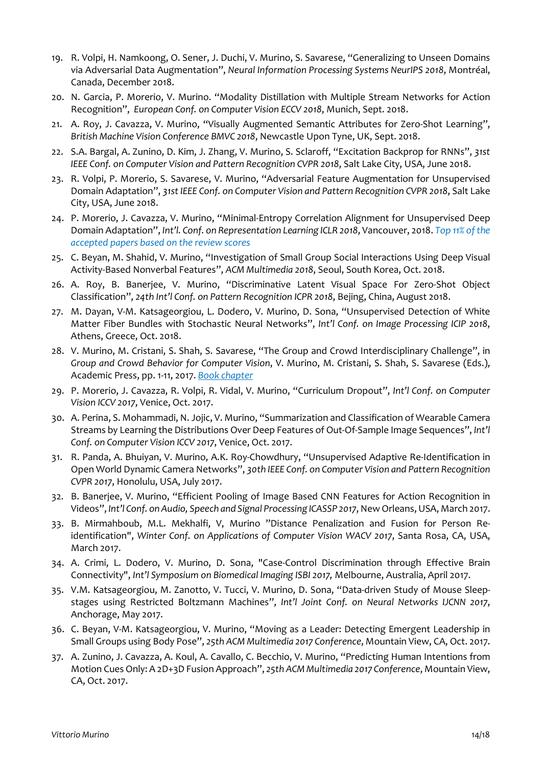19. R. Volpi, H. Namkoong, O. Sener, J. Duchi, V. Murino, S. Savarese, "Generalizing to Unseen Domains via Adversarial Data Augmentation", *Neural Information Processing Systems NeurIPS 2018*, Montréal, Canada, December 2018.
20. N. Garcia, P. Morerio, V. Murino. "Modality Distillation with Multiple Stream Networks for Action Recognition", *European Conf. on Computer Vision ECCV 2018*, Munich, Sept. 2018.
21. A. Roy, J. Cavazza, V. Murino, "Visually Augmented Semantic Attributes for Zero-Shot Learning", *British Machine Vision Conference BMVC 2018*, Newcastle Upon Tyne, UK, Sept. 2018.
22. S.A. Bargal, A. Zunino, D. Kim, J. Zhang, V. Murino, S. Sclaroff, "Excitation Backprop for RNNs", *31st IEEE Conf. on Computer Vision and Pattern Recognition CVPR 2018*, Salt Lake City, USA, June 2018.
23. R. Volpi, P. Morerio, S. Savarese, V. Murino, "Adversarial Feature Augmentation for Unsupervised Domain Adaptation", *31st IEEE Conf. on Computer Vision and Pattern Recognition CVPR 2018*, Salt Lake City, USA, June 2018.
24. P. Morerio, J. Cavazza, V. Murino, "Minimal-Entropy Correlation Alignment for Unsupervised Deep Domain Adaptation", *Int'l. Conf. on Representation Learning ICLR 2018*, Vancouver, 2018. *Top 11% of the accepted papers based on the review scores*
25. C. Beyan, M. Shahid, V. Murino, "Investigation of Small Group Social Interactions Using Deep Visual Activity-Based Nonverbal Features", *ACM Multimedia 2018*, Seoul, South Korea, Oct. 2018.
26. A. Roy, B. Banerjee, V. Murino, "Discriminative Latent Visual Space For Zero-Shot Object Classification", *24th Int'l Conf. on Pattern Recognition ICPR 2018*, Bejing, China, August 2018.
27. M. Dayan, V-M. Katsageorgiou, L. Dodero, V. Murino, D. Sona, "Unsupervised Detection of White Matter Fiber Bundles with Stochastic Neural Networks", *Int'l Conf. on Image Processing ICIP 2018*, Athens, Greece, Oct. 2018.
28. V. Murino, M. Cristani, S. Shah, S. Savarese, "The Group and Crowd Interdisciplinary Challenge", in *Group and Crowd Behavior for Computer Vision*, V. Murino, M. Cristani, S. Shah, S. Savarese (Eds.), Academic Press, pp. 1-11, 2017. *Book chapter*
29. P. Morerio, J. Cavazza, R. Volpi, R. Vidal, V. Murino, "Curriculum Dropout", *Int'l Conf. on Computer Vision ICCV 2017*, Venice, Oct. 2017.
30. A. Perina, S. Mohammadi, N. Jojic, V. Murino, "Summarization and Classification of Wearable Camera Streams by Learning the Distributions Over Deep Features of Out-Of-Sample Image Sequences", *Int'l Conf. on Computer Vision ICCV 2017*, Venice, Oct. 2017.
31. R. Panda, A. Bhuiyan, V. Murino, A.K. Roy-Chowdhury, "Unsupervised Adaptive Re-Identification in Open World Dynamic Camera Networks", *30th IEEE Conf. on Computer Vision and Pattern Recognition CVPR 2017*, Honolulu, USA, July 2017.
32. B. Banerjee, V. Murino, "Efficient Pooling of Image Based CNN Features for Action Recognition in Videos", *Int'l Conf. on Audio, Speech and Signal Processing ICASSP 2017*, New Orleans, USA, March 2017.
33. B. Mirmahboub, M.L. Mekhalfi, V, Murino "Distance Penalization and Fusion for Person Re-identification", *Winter Conf. on Applications of Computer Vision WACV 2017*, Santa Rosa, CA, USA, March 2017.
34. A. Crimi, L. Dodero, V. Murino, D. Sona, "Case-Control Discrimination through Effective Brain Connectivity", *Int'l Symposium on Biomedical Imaging ISBI 2017,* Melbourne, Australia, April 2017.
35. V.M. Katsageorgiou, M. Zanotto, V. Tucci, V. Murino, D. Sona, "Data-driven Study of Mouse Sleep-stages using Restricted Boltzmann Machines", *Int'l Joint Conf. on Neural Networks IJCNN 2017*, Anchorage, May 2017.
36. C. Beyan, V-M. Katsageorgiou, V. Murino, "Moving as a Leader: Detecting Emergent Leadership in Small Groups using Body Pose", *25th ACM Multimedia 2017 Conference*, Mountain View, CA, Oct. 2017.
37. A. Zunino, J. Cavazza, A. Koul, A. Cavallo, C. Becchio, V. Murino, "Predicting Human Intentions from Motion Cues Only: A 2D+3D Fusion Approach", *25th ACM Multimedia 2017 Conference*, Mountain View, CA, Oct. 2017.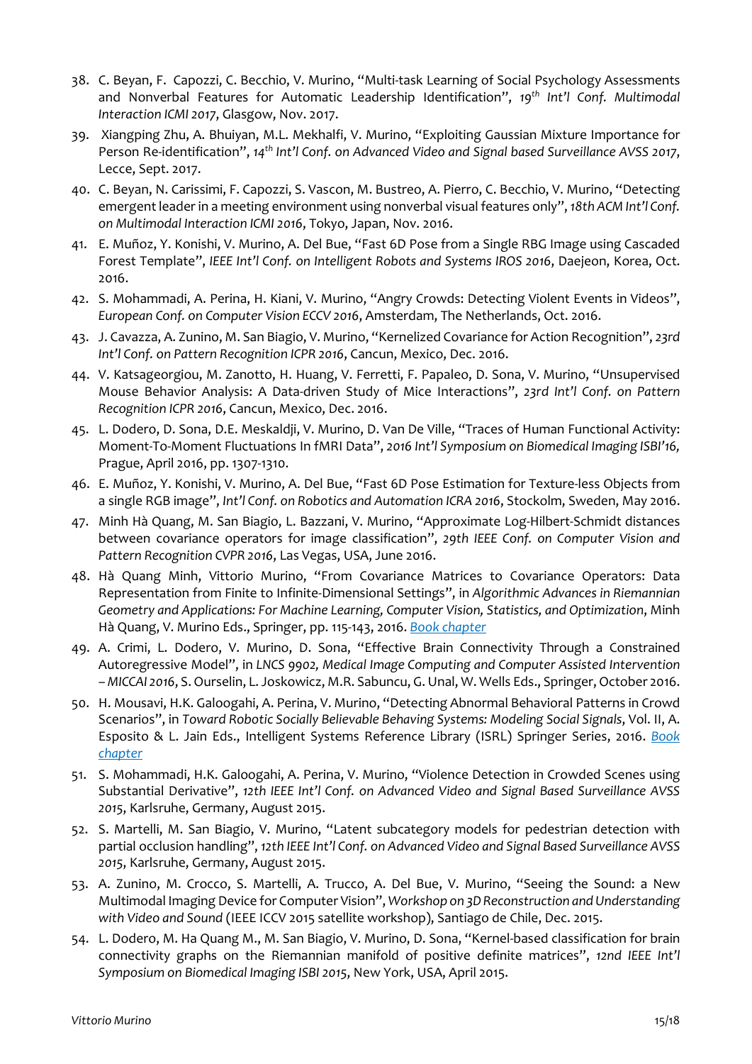38. C. Beyan, F. Capozzi, C. Becchio, V. Murino, "Multi-task Learning of Social Psychology Assessments and Nonverbal Features for Automatic Leadership Identification", *19th Int'l Conf. Multimodal Interaction ICMI 2017*, Glasgow, Nov. 2017.
39. Xiangping Zhu, A. Bhuiyan, M.L. Mekhalfi, V. Murino, "Exploiting Gaussian Mixture Importance for Person Re-identification", *14th Int'l Conf. on Advanced Video and Signal based Surveillance AVSS 2017*, Lecce, Sept. 2017.
40. C. Beyan, N. Carissimi, F. Capozzi, S. Vascon, M. Bustreo, A. Pierro, C. Becchio, V. Murino, "Detecting emergent leader in a meeting environment using nonverbal visual features only", *18th ACM Int'l Conf. on Multimodal Interaction ICMI 2016*, Tokyo, Japan, Nov. 2016.
41. E. Muñoz, Y. Konishi, V. Murino, A. Del Bue, "Fast 6D Pose from a Single RBG Image using Cascaded Forest Template", *IEEE Int'l Conf. on Intelligent Robots and Systems IROS 2016*, Daejeon, Korea, Oct. 2016.
42. S. Mohammadi, A. Perina, H. Kiani, V. Murino, "Angry Crowds: Detecting Violent Events in Videos", *European Conf. on Computer Vision ECCV 2016*, Amsterdam, The Netherlands, Oct. 2016.
43. J. Cavazza, A. Zunino, M. San Biagio, V. Murino, "Kernelized Covariance for Action Recognition", *23rd Int'l Conf. on Pattern Recognition ICPR 2016*, Cancun, Mexico, Dec. 2016.
44. V. Katsageorgiou, M. Zanotto, H. Huang, V. Ferretti, F. Papaleo, D. Sona, V. Murino, "Unsupervised Mouse Behavior Analysis: A Data-driven Study of Mice Interactions", *23rd Int'l Conf. on Pattern Recognition ICPR 2016*, Cancun, Mexico, Dec. 2016.
45. L. Dodero, D. Sona, D.E. Meskaldji, V. Murino, D. Van De Ville, "Traces of Human Functional Activity: Moment-To-Moment Fluctuations In fMRI Data", *2016 Int'l Symposium on Biomedical Imaging ISBI'16,* Prague, April 2016, pp. 1307-1310.
46. E. Muñoz, Y. Konishi, V. Murino, A. Del Bue, "Fast 6D Pose Estimation for Texture-less Objects from a single RGB image", *Int'l Conf. on Robotics and Automation ICRA 2016*, Stockolm, Sweden, May 2016.
47. Minh Hà Quang, M. San Biagio, L. Bazzani, V. Murino, "Approximate Log-Hilbert-Schmidt distances between covariance operators for image classification", *29th IEEE Conf. on Computer Vision and Pattern Recognition CVPR 2016*, Las Vegas, USA, June 2016.
48. Hà Quang Minh, Vittorio Murino, "From Covariance Matrices to Covariance Operators: Data Representation from Finite to Infinite-Dimensional Settings", in *Algorithmic Advances in Riemannian Geometry and Applications: For Machine Learning, Computer Vision, Statistics, and Optimization*, Minh Hà Quang, V. Murino Eds., Springer, pp. 115-143, 2016. Book chapter
49. A. Crimi, L. Dodero, V. Murino, D. Sona, "Effective Brain Connectivity Through a Constrained Autoregressive Model", in *LNCS 9902, Medical Image Computing and Computer Assisted Intervention – MICCAI 2016*, S. Ourselin, L. Joskowicz, M.R. Sabuncu, G. Unal, W. Wells Eds., Springer, October 2016.
50. H. Mousavi, H.K. Galoogahi, A. Perina, V. Murino, "Detecting Abnormal Behavioral Patterns in Crowd Scenarios", in *Toward Robotic Socially Believable Behaving Systems: Modeling Social Signals*, Vol. II, A. Esposito & L. Jain Eds., Intelligent Systems Reference Library (ISRL) Springer Series, 2016. Book chapter
51. S. Mohammadi, H.K. Galoogahi, A. Perina, V. Murino, "Violence Detection in Crowded Scenes using Substantial Derivative", *12th IEEE Int'l Conf. on Advanced Video and Signal Based Surveillance AVSS 2015*, Karlsruhe, Germany, August 2015.
52. S. Martelli, M. San Biagio, V. Murino, "Latent subcategory models for pedestrian detection with partial occlusion handling", *12th IEEE Int'l Conf. on Advanced Video and Signal Based Surveillance AVSS 2015*, Karlsruhe, Germany, August 2015.
53. A. Zunino, M. Crocco, S. Martelli, A. Trucco, A. Del Bue, V. Murino, "Seeing the Sound: a New Multimodal Imaging Device for Computer Vision", *Workshop on 3D Reconstruction and Understanding with Video and Sound* (IEEE ICCV 2015 satellite workshop), Santiago de Chile, Dec. 2015.
54. L. Dodero, M. Ha Quang M., M. San Biagio, V. Murino, D. Sona, "Kernel-based classification for brain connectivity graphs on the Riemannian manifold of positive definite matrices", *12nd IEEE Int'l Symposium on Biomedical Imaging ISBI 2015*, New York, USA, April 2015.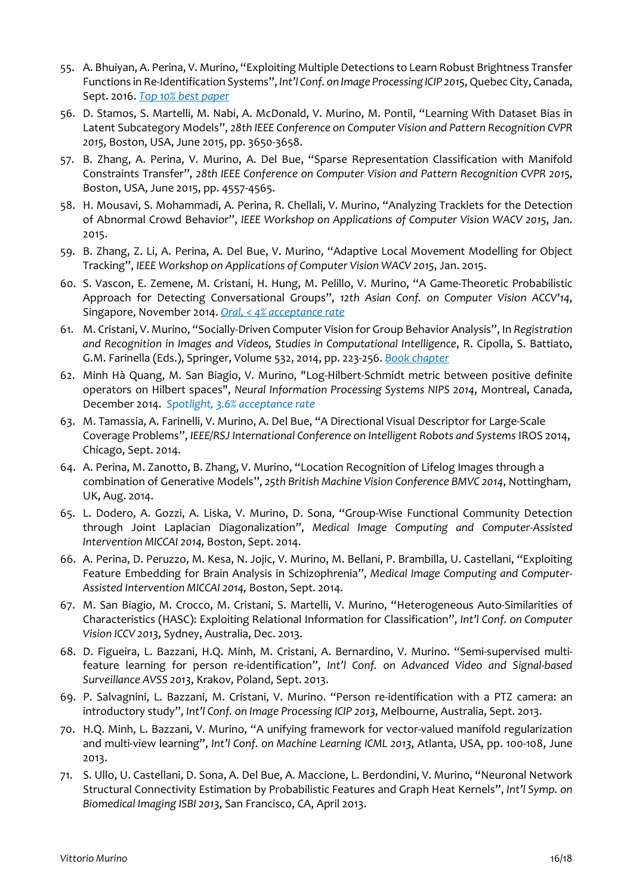55. A. Bhuiyan, A. Perina, V. Murino, “Exploiting Multiple Detections to Learn Robust Brightness Transfer Functions in Re-Identification Systems”, *Int’l Conf. on Image Processing ICIP 2015*, Quebec City, Canada, Sept. 2016. *Top 10% best paper*
56. D. Stamos, S. Martelli, M. Nabi, A. McDonald, V. Murino, M. Pontil, “Learning With Dataset Bias in Latent Subcategory Models”, *28th IEEE Conference on Computer Vision and Pattern Recognition CVPR 2015*, Boston, USA, June 2015, pp. 3650-3658.
57. B. Zhang, A. Perina, V. Murino, A. Del Bue, “Sparse Representation Classification with Manifold Constraints Transfer”, *28th IEEE Conference on Computer Vision and Pattern Recognition CVPR 2015*, Boston, USA, June 2015, pp. 4557-4565.
58. H. Mousavi, S. Mohammadi, A. Perina, R. Chellali, V. Murino, “Analyzing Tracklets for the Detection of Abnormal Crowd Behavior”, *IEEE Workshop on Applications of Computer Vision WACV 2015*, Jan. 2015.
59. B. Zhang, Z. Li, A. Perina, A. Del Bue, V. Murino, “Adaptive Local Movement Modelling for Object Tracking”, *IEEE Workshop on Applications of Computer Vision WACV 2015*, Jan. 2015.
60. S. Vascon, E. Zemene, M. Cristani, H. Hung, M. Pelillo, V. Murino, “A Game-Theoretic Probabilistic Approach for Detecting Conversational Groups”, *12th Asian Conf. on Computer Vision ACCV’14*, Singapore, November 2014. *Oral, < 4% acceptance rate*
61. M. Cristani, V. Murino, “Socially-Driven Computer Vision for Group Behavior Analysis”, In *Registration and Recognition in Images and Videos, Studies in Computational Intelligence*, R. Cipolla, S. Battiato, G.M. Farinella (Eds.), Springer, Volume 532, 2014, pp. 223-256. *Book chapter*
62. Minh Hà Quang, M. San Biagio, V. Murino, "Log-Hilbert-Schmidt metric between positive definite operators on Hilbert spaces", *Neural Information Processing Systems NIPS 2014*, Montreal, Canada, December 2014. *Spotlight, 3.6% acceptance rate*
63. M. Tamassia, A. Farinelli, V. Murino, A. Del Bue, “A Directional Visual Descriptor for Large-Scale Coverage Problems”, *IEEE/RSJ International Conference on Intelligent Robots and Systems* IROS 2014, Chicago, Sept. 2014.
64. A. Perina, M. Zanotto, B. Zhang, V. Murino, “Location Recognition of Lifelog Images through a combination of Generative Models”, *25th British Machine Vision Conference BMVC 2014*, Nottingham, UK, Aug. 2014.
65. L. Dodero, A. Gozzi, A. Liska, V. Murino, D. Sona, “Group-Wise Functional Community Detection through Joint Laplacian Diagonalization”, *Medical Image Computing and Computer-Assisted Intervention MICCAI 2014,* Boston, Sept. 2014.
66. A. Perina, D. Peruzzo, M. Kesa, N. Jojic, V. Murino, M. Bellani, P. Brambilla, U. Castellani, “Exploiting Feature Embedding for Brain Analysis in Schizophrenia”, *Medical Image Computing and Computer-Assisted Intervention MICCAI 2014,* Boston, Sept. 2014.
67. M. San Biagio, M. Crocco, M. Cristani, S. Martelli, V. Murino, “Heterogeneous Auto-Similarities of Characteristics (HASC): Exploiting Relational Information for Classification”, *Int’l Conf. on Computer Vision ICCV 2013*, Sydney, Australia, Dec. 2013.
68. D. Figueira, L. Bazzani, H.Q. Minh, M. Cristani, A. Bernardino, V. Murino. “Semi-supervised multi-feature learning for person re-identification”, *Int’l Conf. on Advanced Video and Signal-based Surveillance AVSS 2013*, Krakov, Poland, Sept. 2013.
69. P. Salvagnini, L. Bazzani, M. Cristani, V. Murino. “Person re-identification with a PTZ camera: an introductory study”, *Int’l Conf. on Image Processing ICIP 2013*, Melbourne, Australia, Sept. 2013.
70. H.Q. Minh, L. Bazzani, V. Murino, “A unifying framework for vector-valued manifold regularization and multi-view learning”, *Int’l Conf. on Machine Learning ICML 2013*, Atlanta, USA, pp. 100-108, June 2013.
71. S. Ullo, U. Castellani, D. Sona, A. Del Bue, A. Maccione, L. Berdondini, V. Murino, “Neuronal Network Structural Connectivity Estimation by Probabilistic Features and Graph Heat Kernels”, *Int’l Symp. on Biomedical Imaging ISBI 2013*, San Francisco, CA, April 2013.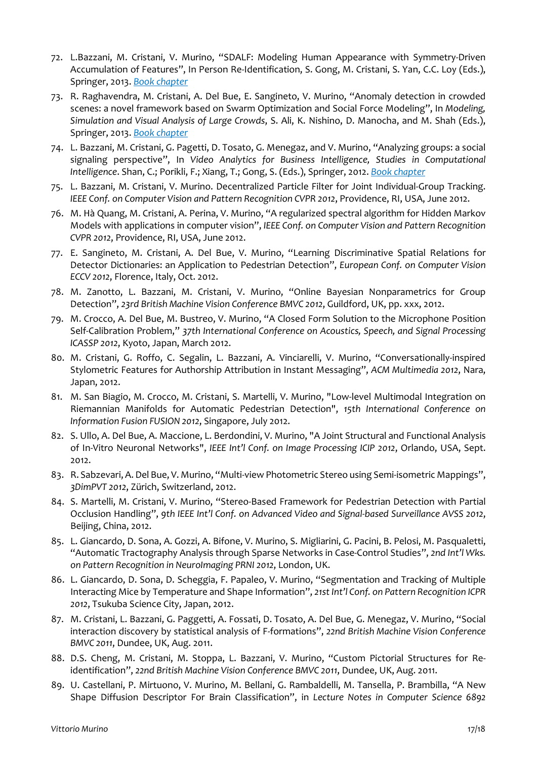72. L.Bazzani, M. Cristani, V. Murino, "SDALF: Modeling Human Appearance with Symmetry-Driven Accumulation of Features", In Person Re-Identification, S. Gong, M. Cristani, S. Yan, C.C. Loy (Eds.), Springer, 2013. [Book chapter]
73. R. Raghavendra, M. Cristani, A. Del Bue, E. Sangineto, V. Murino, "Anomaly detection in crowded scenes: a novel framework based on Swarm Optimization and Social Force Modeling", In *Modeling, Simulation and Visual Analysis of Large Crowds*, S. Ali, K. Nishino, D. Manocha, and M. Shah (Eds.), Springer, 2013. [Book chapter]
74. L. Bazzani, M. Cristani, G. Pagetti, D. Tosato, G. Menegaz, and V. Murino, "Analyzing groups: a social signaling perspective", In *Video Analytics for Business Intelligence, Studies in Computational Intelligence*. Shan, C.; Porikli, F.; Xiang, T.; Gong, S. (Eds.), Springer, 2012. [Book chapter]
75. L. Bazzani, M. Cristani, V. Murino. Decentralized Particle Filter for Joint Individual-Group Tracking. *IEEE Conf. on Computer Vision and Pattern Recognition CVPR 2012*, Providence, RI, USA, June 2012.
76. M. Hà Quang, M. Cristani, A. Perina, V. Murino, "A regularized spectral algorithm for Hidden Markov Models with applications in computer vision", *IEEE Conf. on Computer Vision and Pattern Recognition CVPR 2012*, Providence, RI, USA, June 2012.
77. E. Sangineto, M. Cristani, A. Del Bue, V. Murino, "Learning Discriminative Spatial Relations for Detector Dictionaries: an Application to Pedestrian Detection", *European Conf. on Computer Vision ECCV 2012*, Florence, Italy, Oct. 2012.
78. M. Zanotto, L. Bazzani, M. Cristani, V. Murino, "Online Bayesian Nonparametrics for Group Detection", *23rd British Machine Vision Conference BMVC 2012*, Guildford, UK, pp. xxx, 2012.
79. M. Crocco, A. Del Bue, M. Bustreo, V. Murino, "A Closed Form Solution to the Microphone Position Self-Calibration Problem," *37th International Conference on Acoustics, Speech, and Signal Processing ICASSP 2012*, Kyoto, Japan, March 2012.
80. M. Cristani, G. Roffo, C. Segalin, L. Bazzani, A. Vinciarelli, V. Murino, "Conversationally-inspired Stylometric Features for Authorship Attribution in Instant Messaging", *ACM Multimedia 2012*, Nara, Japan, 2012.
81. M. San Biagio, M. Crocco, M. Cristani, S. Martelli, V. Murino, "Low-level Multimodal Integration on Riemannian Manifolds for Automatic Pedestrian Detection", *15th International Conference on Information Fusion FUSION 2012*, Singapore, July 2012.
82. S. Ullo, A. Del Bue, A. Maccione, L. Berdondini, V. Murino, "A Joint Structural and Functional Analysis of In-Vitro Neuronal Networks", *IEEE Int'l Conf. on Image Processing ICIP 2012*, Orlando, USA, Sept. 2012.
83. R. Sabzevari, A. Del Bue, V. Murino, "Multi-view Photometric Stereo using Semi-isometric Mappings", *3DimPVT 2012*, Zürich, Switzerland, 2012.
84. S. Martelli, M. Cristani, V. Murino, "Stereo-Based Framework for Pedestrian Detection with Partial Occlusion Handling", *9th IEEE Int'l Conf. on Advanced Video and Signal-based Surveillance AVSS 2012*, Beijing, China, 2012.
85. L. Giancardo, D. Sona, A. Gozzi, A. Bifone, V. Murino, S. Migliarini, G. Pacini, B. Pelosi, M. Pasqualetti, "Automatic Tractography Analysis through Sparse Networks in Case-Control Studies", *2nd Int'l Wks. on Pattern Recognition in NeuroImaging PRNI 2012*, London, UK.
86. L. Giancardo, D. Sona, D. Scheggia, F. Papaleo, V. Murino, "Segmentation and Tracking of Multiple Interacting Mice by Temperature and Shape Information", *21st Int'l Conf. on Pattern Recognition ICPR 2012*, Tsukuba Science City, Japan, 2012.
87. M. Cristani, L. Bazzani, G. Paggetti, A. Fossati, D. Tosato, A. Del Bue, G. Menegaz, V. Murino, "Social interaction discovery by statistical analysis of F-formations", *22nd British Machine Vision Conference BMVC 2011*, Dundee, UK, Aug. 2011.
88. D.S. Cheng, M. Cristani, M. Stoppa, L. Bazzani, V. Murino, "Custom Pictorial Structures for Re-identification", *22nd British Machine Vision Conference BMVC 2011*, Dundee, UK, Aug. 2011.
89. U. Castellani, P. Mirtuono, V. Murino, M. Bellani, G. Rambaldelli, M. Tansella, P. Brambilla, "A New Shape Diffusion Descriptor For Brain Classification", in *Lecture Notes in Computer Science 6892*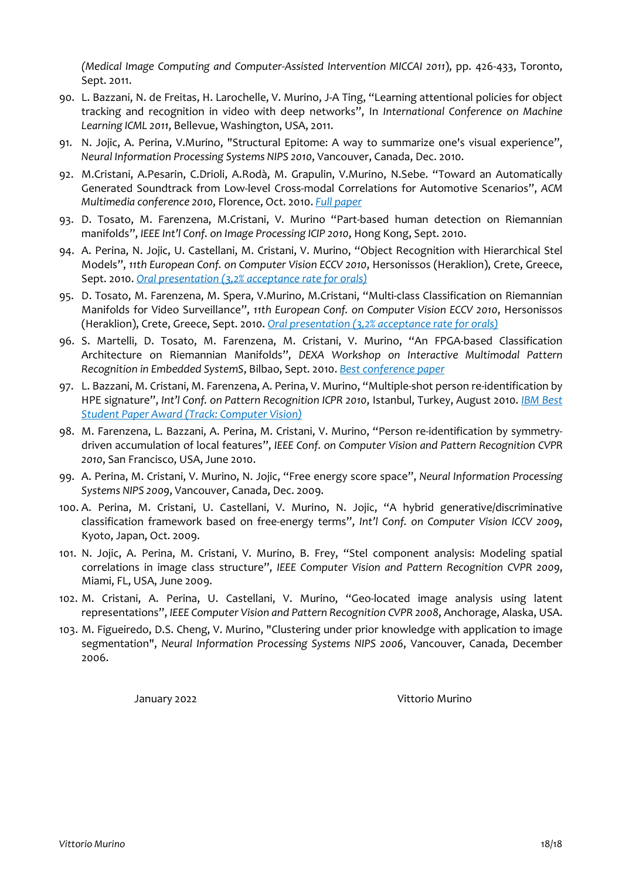*(Medical Image Computing and Computer-Assisted Intervention MICCAI 2011)*, pp. 426-433, Toronto, Sept. 2011.

90. L. Bazzani, N. de Freitas, H. Larochelle, V. Murino, J-A Ting, "Learning attentional policies for object tracking and recognition in video with deep networks", In *International Conference on Machine Learning ICML 2011*, Bellevue, Washington, USA, 2011.
91. N. Jojic, A. Perina, V.Murino, "Structural Epitome: A way to summarize one's visual experience", *Neural Information Processing Systems NIPS 2010*, Vancouver, Canada, Dec. 2010.
92. M.Cristani, A.Pesarin, C.Drioli, A.Rodà, M. Grapulin, V.Murino, N.Sebe. "Toward an Automatically Generated Soundtrack from Low-level Cross-modal Correlations for Automotive Scenarios", *ACM Multimedia conference 2010*, Florence, Oct. 2010. Full paper
93. D. Tosato, M. Farenzena, M.Cristani, V. Murino "Part-based human detection on Riemannian manifolds", *IEEE Int'l Conf. on Image Processing ICIP 2010*, Hong Kong, Sept. 2010.
94. A. Perina, N. Jojic, U. Castellani, M. Cristani, V. Murino, "Object Recognition with Hierarchical Stel Models", *11th European Conf. on Computer Vision ECCV 2010*, Hersonissos (Heraklion), Crete, Greece, Sept. 2010. Oral presentation (3,2% acceptance rate for orals)
95. D. Tosato, M. Farenzena, M. Spera, V.Murino, M.Cristani, "Multi-class Classification on Riemannian Manifolds for Video Surveillance", *11th European Conf. on Computer Vision ECCV 2010*, Hersonissos (Heraklion), Crete, Greece, Sept. 2010. Oral presentation (3,2% acceptance rate for orals)
96. S. Martelli, D. Tosato, M. Farenzena, M. Cristani, V. Murino, "An FPGA-based Classification Architecture on Riemannian Manifolds", *DEXA Workshop on Interactive Multimodal Pattern Recognition in Embedded SystemS*, Bilbao, Sept. 2010. Best conference paper
97. L. Bazzani, M. Cristani, M. Farenzena, A. Perina, V. Murino, "Multiple-shot person re-identification by HPE signature", *Int'l Conf. on Pattern Recognition ICPR 2010*, Istanbul, Turkey, August 2010. IBM Best Student Paper Award (Track: Computer Vision)
98. M. Farenzena, L. Bazzani, A. Perina, M. Cristani, V. Murino, "Person re-identification by symmetry-driven accumulation of local features", *IEEE Conf. on Computer Vision and Pattern Recognition CVPR 2010*, San Francisco, USA, June 2010.
99. A. Perina, M. Cristani, V. Murino, N. Jojic, "Free energy score space", *Neural Information Processing Systems NIPS 2009*, Vancouver, Canada, Dec. 2009.
100. A. Perina, M. Cristani, U. Castellani, V. Murino, N. Jojic, "A hybrid generative/discriminative classification framework based on free-energy terms", *Int'l Conf. on Computer Vision ICCV 2009*, Kyoto, Japan, Oct. 2009.
101. N. Jojic, A. Perina, M. Cristani, V. Murino, B. Frey, "Stel component analysis: Modeling spatial correlations in image class structure", *IEEE Computer Vision and Pattern Recognition CVPR 2009*, Miami, FL, USA, June 2009.
102. M. Cristani, A. Perina, U. Castellani, V. Murino, "Geo-located image analysis using latent representations", *IEEE Computer Vision and Pattern Recognition CVPR 2008*, Anchorage, Alaska, USA.
103. M. Figueiredo, D.S. Cheng, V. Murino, "Clustering under prior knowledge with application to image segmentation", *Neural Information Processing Systems NIPS 2006*, Vancouver, Canada, December 2006.

January 2022 Vittorio Murino